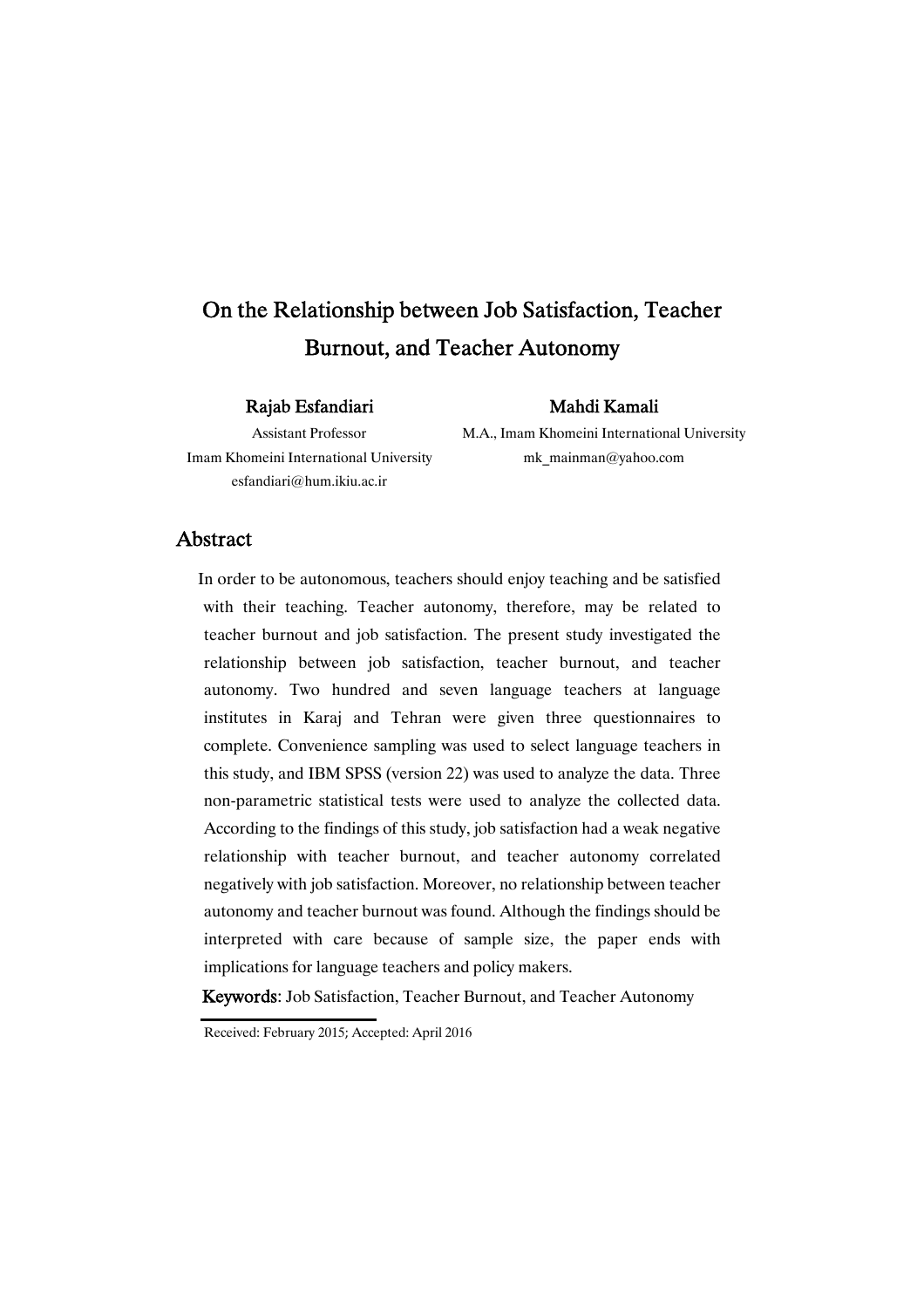# On the Relationship between Job Satisfaction, Teacher Burnout, and Teacher Autonomy

**Rajab Esfandiari**
Assistant Professor
Imam Khomeini International University
esfandiari@hum.ikiu.ac.ir

**Mahdi Kamali**
M.A., Imam Khomeini International University
mk_mainman@yahoo.com

## Abstract

In order to be autonomous, teachers should enjoy teaching and be satisfied with their teaching. Teacher autonomy, therefore, may be related to teacher burnout and job satisfaction. The present study investigated the relationship between job satisfaction, teacher burnout, and teacher autonomy. Two hundred and seven language teachers at language institutes in Karaj and Tehran were given three questionnaires to complete. Convenience sampling was used to select language teachers in this study, and IBM SPSS (version 22) was used to analyze the data. Three non-parametric statistical tests were used to analyze the collected data. According to the findings of this study, job satisfaction had a weak negative relationship with teacher burnout, and teacher autonomy correlated negatively with job satisfaction. Moreover, no relationship between teacher autonomy and teacher burnout was found. Although the findings should be interpreted with care because of sample size, the paper ends with implications for language teachers and policy makers.

**Keywords**: Job Satisfaction, Teacher Burnout, and Teacher Autonomy

Received: February 2015; Accepted: April 2016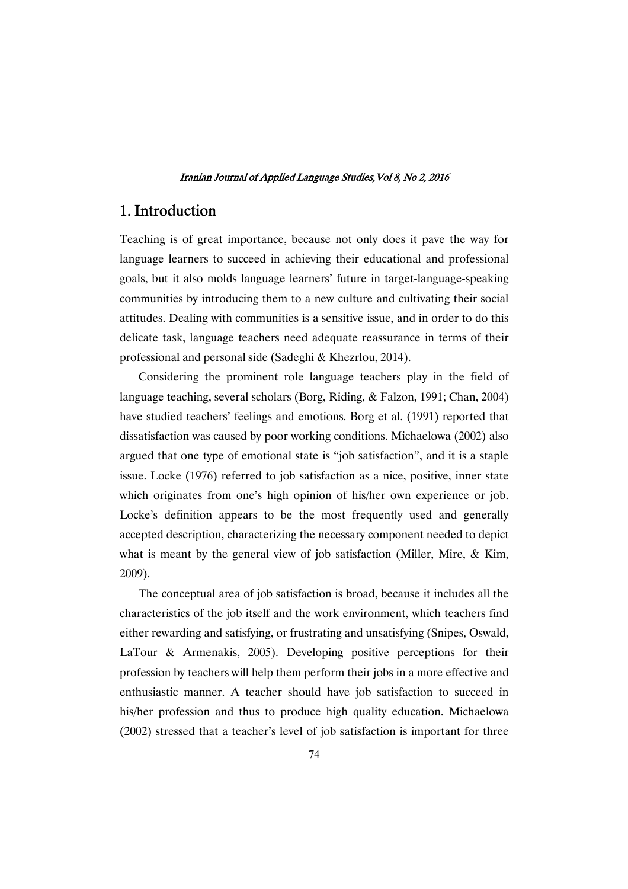# 1. Introduction

Teaching is of great importance, because not only does it pave the way for language learners to succeed in achieving their educational and professional goals, but it also molds language learners' future in target-language-speaking communities by introducing them to a new culture and cultivating their social attitudes. Dealing with communities is a sensitive issue, and in order to do this delicate task, language teachers need adequate reassurance in terms of their professional and personal side (Sadeghi & Khezrlou, 2014).

Considering the prominent role language teachers play in the field of language teaching, several scholars (Borg, Riding, & Falzon, 1991; Chan, 2004) have studied teachers' feelings and emotions. Borg et al. (1991) reported that dissatisfaction was caused by poor working conditions. Michaelowa (2002) also argued that one type of emotional state is "job satisfaction", and it is a staple issue. Locke (1976) referred to job satisfaction as a nice, positive, inner state which originates from one's high opinion of his/her own experience or job. Locke's definition appears to be the most frequently used and generally accepted description, characterizing the necessary component needed to depict what is meant by the general view of job satisfaction (Miller, Mire, & Kim, 2009).

The conceptual area of job satisfaction is broad, because it includes all the characteristics of the job itself and the work environment, which teachers find either rewarding and satisfying, or frustrating and unsatisfying (Snipes, Oswald, LaTour & Armenakis, 2005). Developing positive perceptions for their profession by teachers will help them perform their jobs in a more effective and enthusiastic manner. A teacher should have job satisfaction to succeed in his/her profession and thus to produce high quality education. Michaelowa (2002) stressed that a teacher's level of job satisfaction is important for three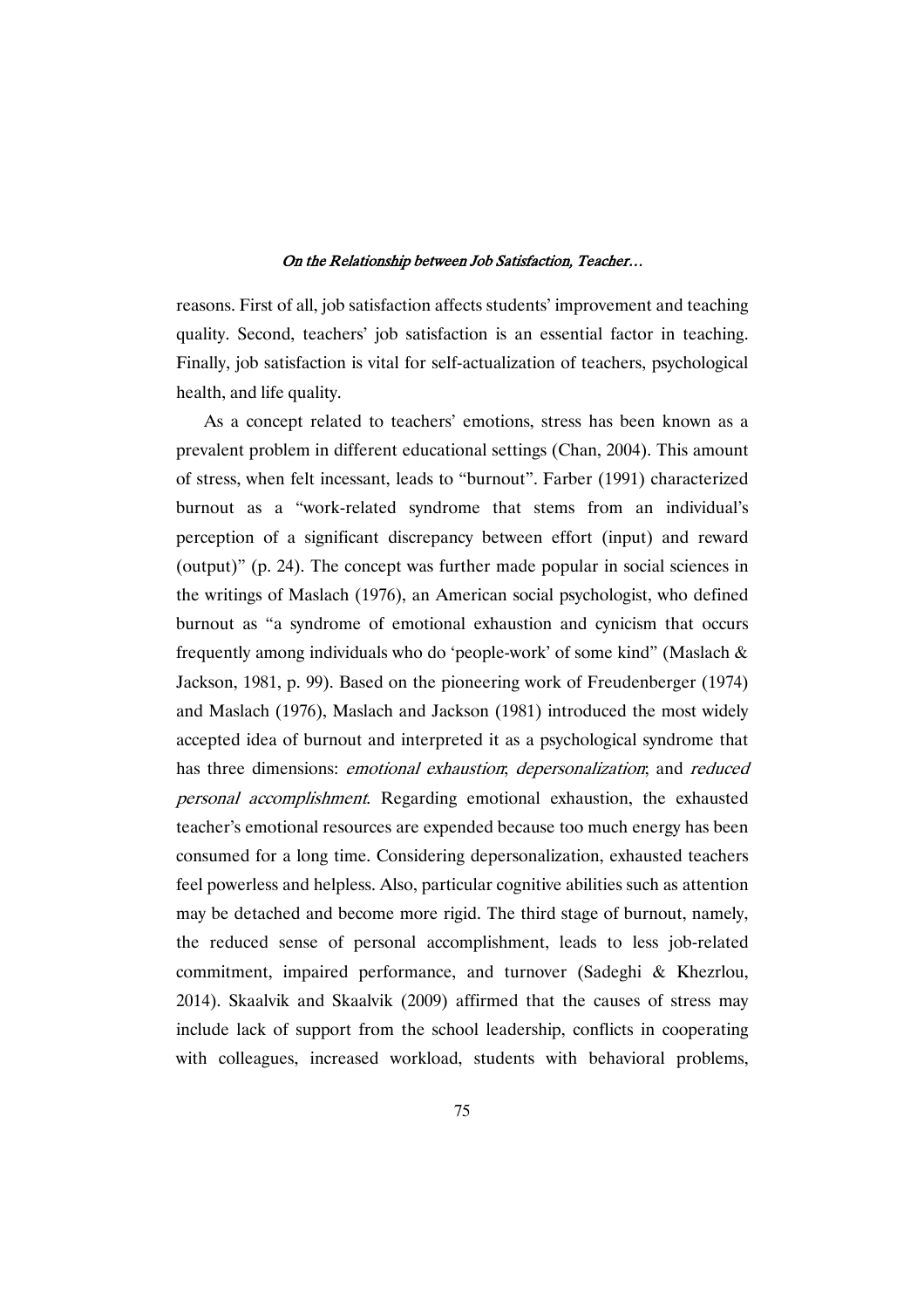reasons. First of all, job satisfaction affects students' improvement and teaching quality. Second, teachers' job satisfaction is an essential factor in teaching. Finally, job satisfaction is vital for self-actualization of teachers, psychological health, and life quality.

As a concept related to teachers' emotions, stress has been known as a prevalent problem in different educational settings (Chan, 2004). This amount of stress, when felt incessant, leads to "burnout". Farber (1991) characterized burnout as a "work-related syndrome that stems from an individual's perception of a significant discrepancy between effort (input) and reward (output)" (p. 24). The concept was further made popular in social sciences in the writings of Maslach (1976), an American social psychologist, who defined burnout as "a syndrome of emotional exhaustion and cynicism that occurs frequently among individuals who do 'people-work' of some kind" (Maslach & Jackson, 1981, p. 99). Based on the pioneering work of Freudenberger (1974) and Maslach (1976), Maslach and Jackson (1981) introduced the most widely accepted idea of burnout and interpreted it as a psychological syndrome that has three dimensions: *emotional exhaustion*; *depersonalization*; and *reduced personal accomplishment*. Regarding emotional exhaustion, the exhausted teacher's emotional resources are expended because too much energy has been consumed for a long time. Considering depersonalization, exhausted teachers feel powerless and helpless. Also, particular cognitive abilities such as attention may be detached and become more rigid. The third stage of burnout, namely, the reduced sense of personal accomplishment, leads to less job-related commitment, impaired performance, and turnover (Sadeghi & Khezrlou, 2014). Skaalvik and Skaalvik (2009) affirmed that the causes of stress may include lack of support from the school leadership, conflicts in cooperating with colleagues, increased workload, students with behavioral problems,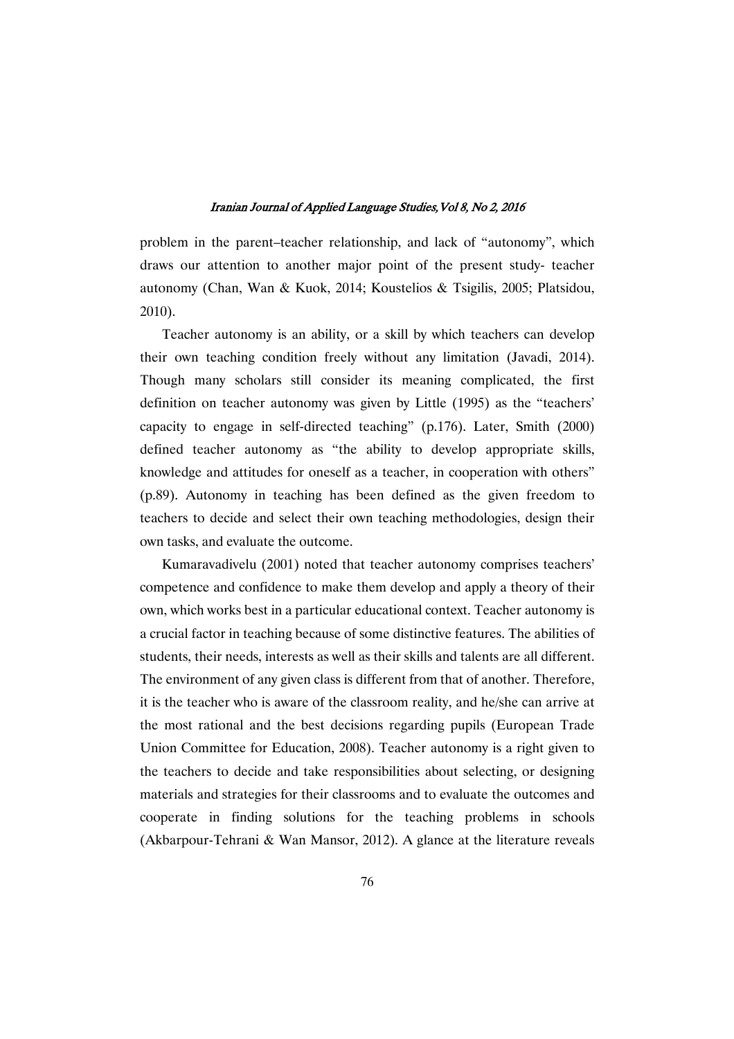problem in the parent–teacher relationship, and lack of "autonomy", which draws our attention to another major point of the present study- teacher autonomy (Chan, Wan & Kuok, 2014; Koustelios & Tsigilis, 2005; Platsidou, 2010).

Teacher autonomy is an ability, or a skill by which teachers can develop their own teaching condition freely without any limitation (Javadi, 2014). Though many scholars still consider its meaning complicated, the first definition on teacher autonomy was given by Little (1995) as the "teachers' capacity to engage in self-directed teaching" (p.176). Later, Smith (2000) defined teacher autonomy as "the ability to develop appropriate skills, knowledge and attitudes for oneself as a teacher, in cooperation with others" (p.89). Autonomy in teaching has been defined as the given freedom to teachers to decide and select their own teaching methodologies, design their own tasks, and evaluate the outcome.

Kumaravadivelu (2001) noted that teacher autonomy comprises teachers' competence and confidence to make them develop and apply a theory of their own, which works best in a particular educational context. Teacher autonomy is a crucial factor in teaching because of some distinctive features. The abilities of students, their needs, interests as well as their skills and talents are all different. The environment of any given class is different from that of another. Therefore, it is the teacher who is aware of the classroom reality, and he/she can arrive at the most rational and the best decisions regarding pupils (European Trade Union Committee for Education, 2008). Teacher autonomy is a right given to the teachers to decide and take responsibilities about selecting, or designing materials and strategies for their classrooms and to evaluate the outcomes and cooperate in finding solutions for the teaching problems in schools (Akbarpour-Tehrani & Wan Mansor, 2012). A glance at the literature reveals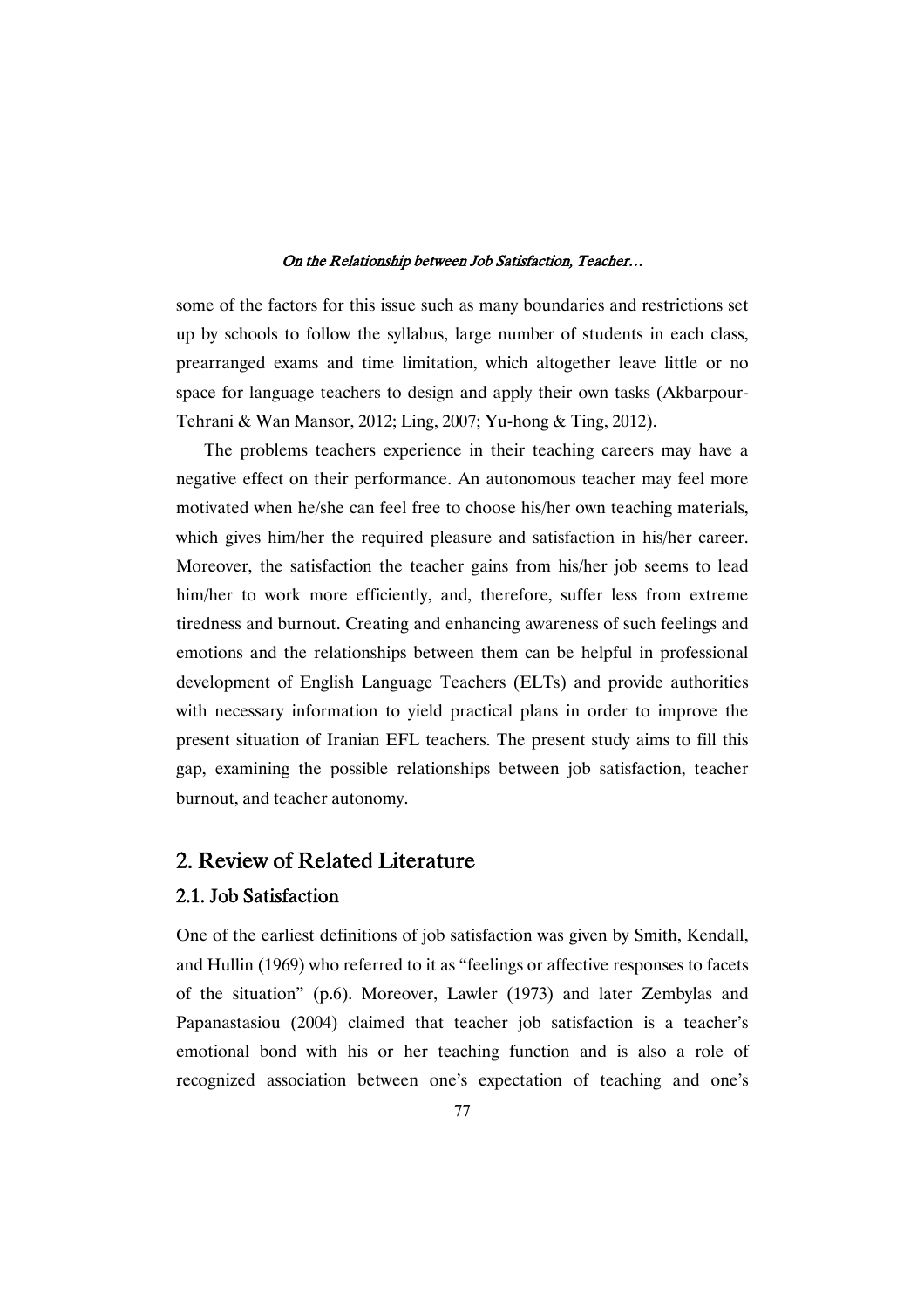some of the factors for this issue such as many boundaries and restrictions set up by schools to follow the syllabus, large number of students in each class, prearranged exams and time limitation, which altogether leave little or no space for language teachers to design and apply their own tasks (Akbarpour-Tehrani & Wan Mansor, 2012; Ling, 2007; Yu-hong & Ting, 2012).

The problems teachers experience in their teaching careers may have a negative effect on their performance. An autonomous teacher may feel more motivated when he/she can feel free to choose his/her own teaching materials, which gives him/her the required pleasure and satisfaction in his/her career. Moreover, the satisfaction the teacher gains from his/her job seems to lead him/her to work more efficiently, and, therefore, suffer less from extreme tiredness and burnout. Creating and enhancing awareness of such feelings and emotions and the relationships between them can be helpful in professional development of English Language Teachers (ELTs) and provide authorities with necessary information to yield practical plans in order to improve the present situation of Iranian EFL teachers. The present study aims to fill this gap, examining the possible relationships between job satisfaction, teacher burnout, and teacher autonomy.

## 2. Review of Related Literature

### 2.1. Job Satisfaction

One of the earliest definitions of job satisfaction was given by Smith, Kendall, and Hullin (1969) who referred to it as "feelings or affective responses to facets of the situation" (p.6). Moreover, Lawler (1973) and later Zembylas and Papanastasiou (2004) claimed that teacher job satisfaction is a teacher's emotional bond with his or her teaching function and is also a role of recognized association between one's expectation of teaching and one's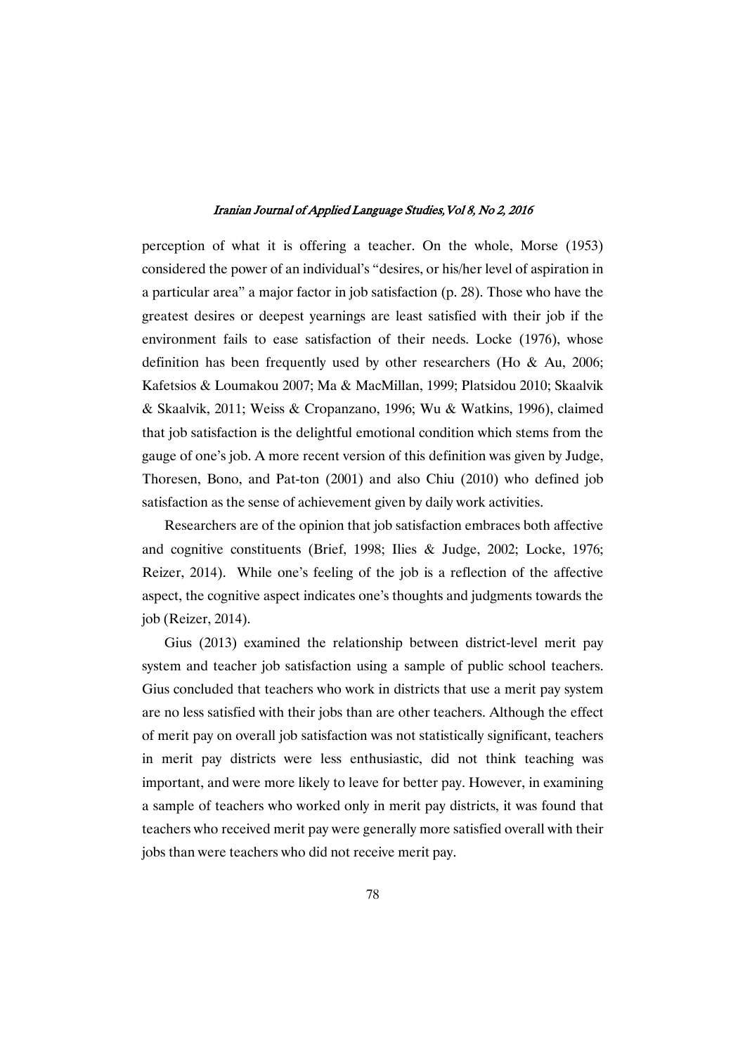perception of what it is offering a teacher. On the whole, Morse (1953) considered the power of an individual's "desires, or his/her level of aspiration in a particular area" a major factor in job satisfaction (p. 28). Those who have the greatest desires or deepest yearnings are least satisfied with their job if the environment fails to ease satisfaction of their needs. Locke (1976), whose definition has been frequently used by other researchers (Ho & Au, 2006; Kafetsios & Loumakou 2007; Ma & MacMillan, 1999; Platsidou 2010; Skaalvik & Skaalvik, 2011; Weiss & Cropanzano, 1996; Wu & Watkins, 1996), claimed that job satisfaction is the delightful emotional condition which stems from the gauge of one's job. A more recent version of this definition was given by Judge, Thoresen, Bono, and Pat-ton (2001) and also Chiu (2010) who defined job satisfaction as the sense of achievement given by daily work activities.

Researchers are of the opinion that job satisfaction embraces both affective and cognitive constituents (Brief, 1998; Ilies & Judge, 2002; Locke, 1976; Reizer, 2014). While one's feeling of the job is a reflection of the affective aspect, the cognitive aspect indicates one's thoughts and judgments towards the job (Reizer, 2014).

Gius (2013) examined the relationship between district-level merit pay system and teacher job satisfaction using a sample of public school teachers. Gius concluded that teachers who work in districts that use a merit pay system are no less satisfied with their jobs than are other teachers. Although the effect of merit pay on overall job satisfaction was not statistically significant, teachers in merit pay districts were less enthusiastic, did not think teaching was important, and were more likely to leave for better pay. However, in examining a sample of teachers who worked only in merit pay districts, it was found that teachers who received merit pay were generally more satisfied overall with their jobs than were teachers who did not receive merit pay.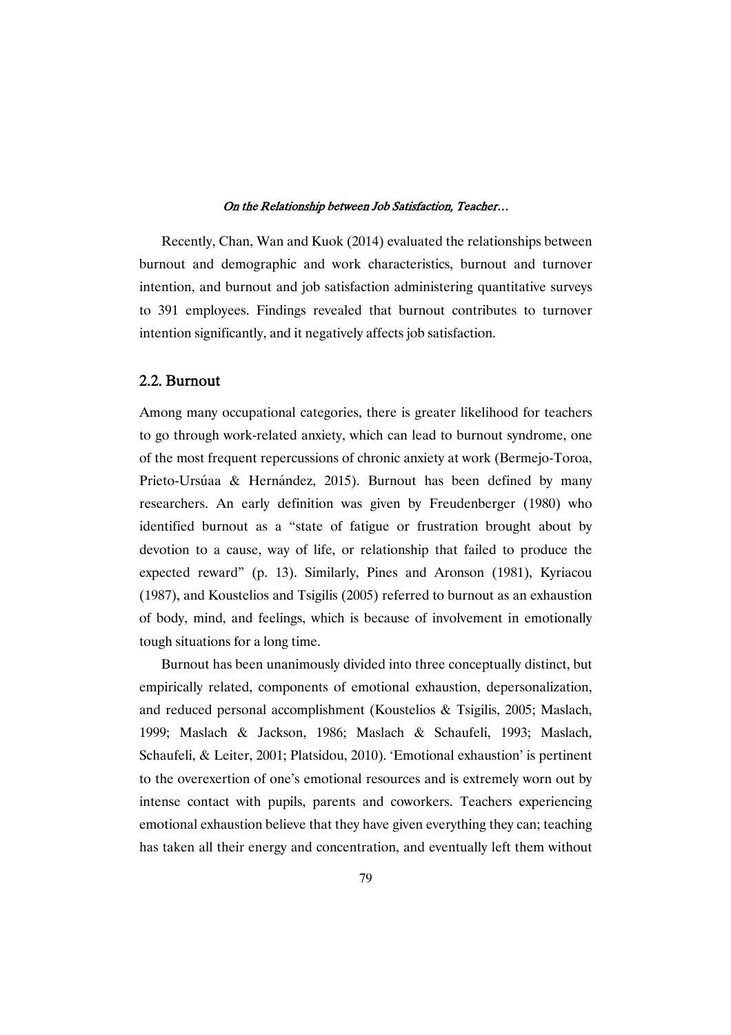Recently, Chan, Wan and Kuok (2014) evaluated the relationships between burnout and demographic and work characteristics, burnout and turnover intention, and burnout and job satisfaction administering quantitative surveys to 391 employees. Findings revealed that burnout contributes to turnover intention significantly, and it negatively affects job satisfaction.

## 2.2. Burnout

Among many occupational categories, there is greater likelihood for teachers to go through work-related anxiety, which can lead to burnout syndrome, one of the most frequent repercussions of chronic anxiety at work (Bermejo-Toroa, Prieto-Ursúaa & Hernández, 2015). Burnout has been defined by many researchers. An early definition was given by Freudenberger (1980) who identified burnout as a "state of fatigue or frustration brought about by devotion to a cause, way of life, or relationship that failed to produce the expected reward" (p. 13). Similarly, Pines and Aronson (1981), Kyriacou (1987), and Koustelios and Tsigilis (2005) referred to burnout as an exhaustion of body, mind, and feelings, which is because of involvement in emotionally tough situations for a long time.

Burnout has been unanimously divided into three conceptually distinct, but empirically related, components of emotional exhaustion, depersonalization, and reduced personal accomplishment (Koustelios & Tsigilis, 2005; Maslach, 1999; Maslach & Jackson, 1986; Maslach & Schaufeli, 1993; Maslach, Schaufeli, & Leiter, 2001; Platsidou, 2010). 'Emotional exhaustion' is pertinent to the overexertion of one's emotional resources and is extremely worn out by intense contact with pupils, parents and coworkers. Teachers experiencing emotional exhaustion believe that they have given everything they can; teaching has taken all their energy and concentration, and eventually left them without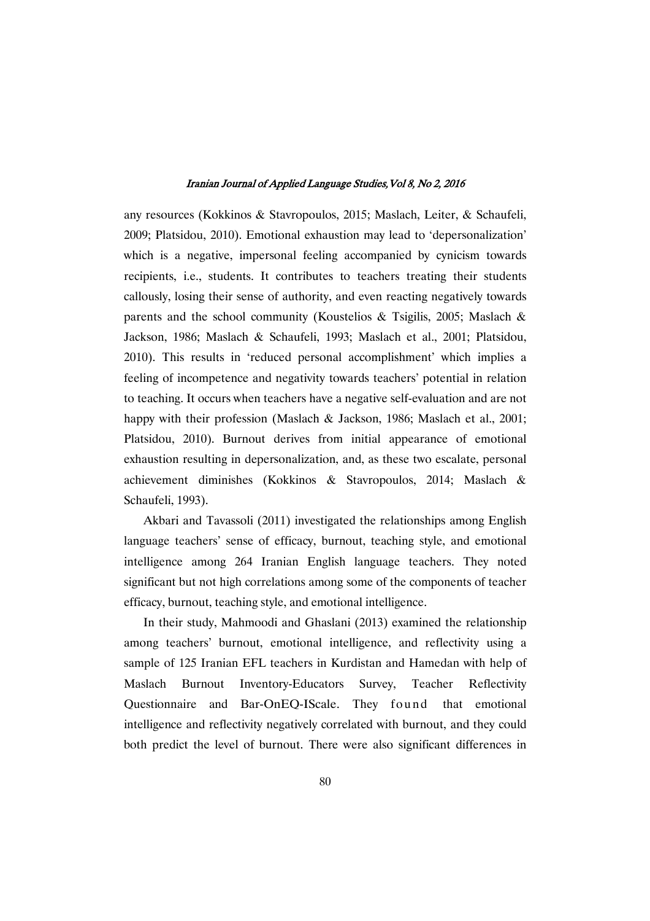any resources (Kokkinos & Stavropoulos, 2015; Maslach, Leiter, & Schaufeli, 2009; Platsidou, 2010). Emotional exhaustion may lead to 'depersonalization' which is a negative, impersonal feeling accompanied by cynicism towards recipients, i.e., students. It contributes to teachers treating their students callously, losing their sense of authority, and even reacting negatively towards parents and the school community (Koustelios & Tsigilis, 2005; Maslach & Jackson, 1986; Maslach & Schaufeli, 1993; Maslach et al., 2001; Platsidou, 2010). This results in 'reduced personal accomplishment' which implies a feeling of incompetence and negativity towards teachers' potential in relation to teaching. It occurs when teachers have a negative self-evaluation and are not happy with their profession (Maslach & Jackson, 1986; Maslach et al., 2001; Platsidou, 2010). Burnout derives from initial appearance of emotional exhaustion resulting in depersonalization, and, as these two escalate, personal achievement diminishes (Kokkinos & Stavropoulos, 2014; Maslach & Schaufeli, 1993).

Akbari and Tavassoli (2011) investigated the relationships among English language teachers' sense of efficacy, burnout, teaching style, and emotional intelligence among 264 Iranian English language teachers. They noted significant but not high correlations among some of the components of teacher efficacy, burnout, teaching style, and emotional intelligence.

In their study, Mahmoodi and Ghaslani (2013) examined the relationship among teachers' burnout, emotional intelligence, and reflectivity using a sample of 125 Iranian EFL teachers in Kurdistan and Hamedan with help of Maslach Burnout Inventory-Educators Survey, Teacher Reflectivity Questionnaire and Bar-OnEQ-IScale. They found that emotional intelligence and reflectivity negatively correlated with burnout, and they could both predict the level of burnout. There were also significant differences in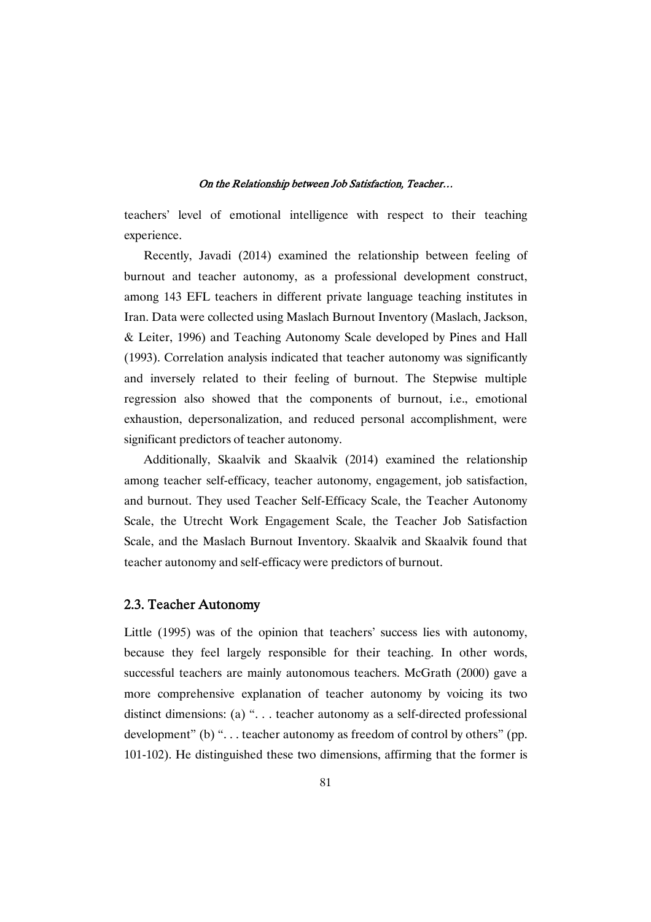teachers' level of emotional intelligence with respect to their teaching experience.

Recently, Javadi (2014) examined the relationship between feeling of burnout and teacher autonomy, as a professional development construct, among 143 EFL teachers in different private language teaching institutes in Iran. Data were collected using Maslach Burnout Inventory (Maslach, Jackson, & Leiter, 1996) and Teaching Autonomy Scale developed by Pines and Hall (1993). Correlation analysis indicated that teacher autonomy was significantly and inversely related to their feeling of burnout. The Stepwise multiple regression also showed that the components of burnout, i.e., emotional exhaustion, depersonalization, and reduced personal accomplishment, were significant predictors of teacher autonomy.

Additionally, Skaalvik and Skaalvik (2014) examined the relationship among teacher self-efficacy, teacher autonomy, engagement, job satisfaction, and burnout. They used Teacher Self-Efficacy Scale, the Teacher Autonomy Scale, the Utrecht Work Engagement Scale, the Teacher Job Satisfaction Scale, and the Maslach Burnout Inventory. Skaalvik and Skaalvik found that teacher autonomy and self-efficacy were predictors of burnout.

## 2.3. Teacher Autonomy

Little (1995) was of the opinion that teachers' success lies with autonomy, because they feel largely responsible for their teaching. In other words, successful teachers are mainly autonomous teachers. McGrath (2000) gave a more comprehensive explanation of teacher autonomy by voicing its two distinct dimensions: (a) ". . . teacher autonomy as a self-directed professional development" (b) ". . . teacher autonomy as freedom of control by others" (pp. 101-102). He distinguished these two dimensions, affirming that the former is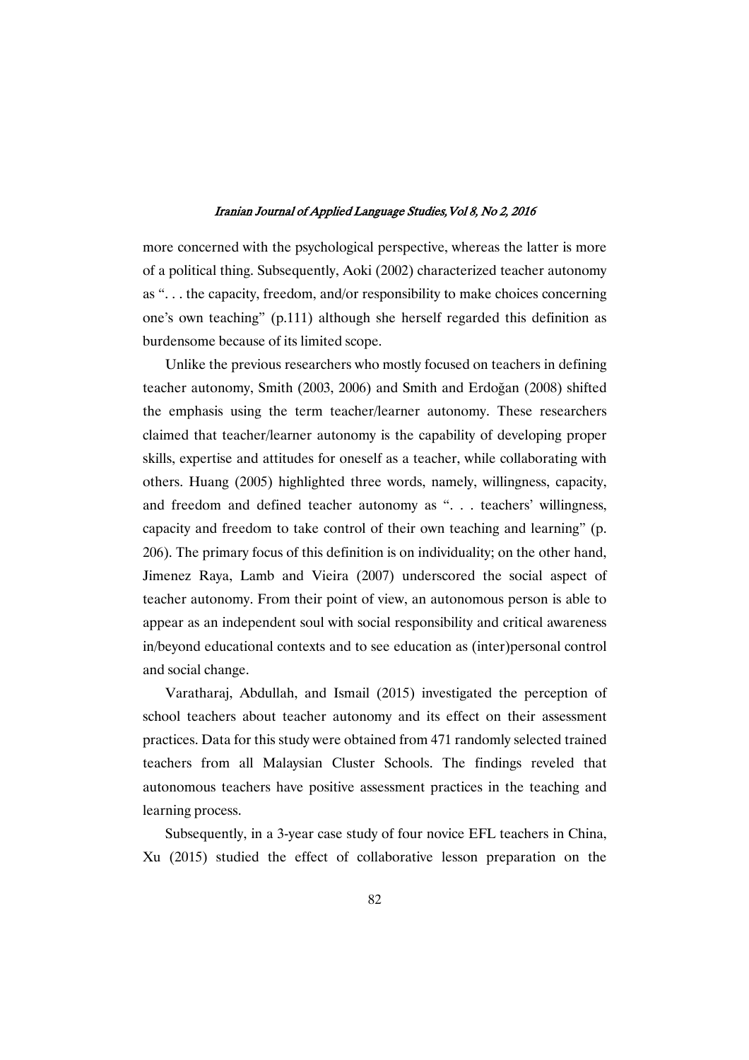more concerned with the psychological perspective, whereas the latter is more of a political thing. Subsequently, Aoki (2002) characterized teacher autonomy as ". . . the capacity, freedom, and/or responsibility to make choices concerning one's own teaching" (p.111) although she herself regarded this definition as burdensome because of its limited scope.

Unlike the previous researchers who mostly focused on teachers in defining teacher autonomy, Smith (2003, 2006) and Smith and Erdoğan (2008) shifted the emphasis using the term teacher/learner autonomy. These researchers claimed that teacher/learner autonomy is the capability of developing proper skills, expertise and attitudes for oneself as a teacher, while collaborating with others. Huang (2005) highlighted three words, namely, willingness, capacity, and freedom and defined teacher autonomy as ". . . teachers' willingness, capacity and freedom to take control of their own teaching and learning" (p. 206). The primary focus of this definition is on individuality; on the other hand, Jimenez Raya, Lamb and Vieira (2007) underscored the social aspect of teacher autonomy. From their point of view, an autonomous person is able to appear as an independent soul with social responsibility and critical awareness in/beyond educational contexts and to see education as (inter)personal control and social change.

Varatharaj, Abdullah, and Ismail (2015) investigated the perception of school teachers about teacher autonomy and its effect on their assessment practices. Data for this study were obtained from 471 randomly selected trained teachers from all Malaysian Cluster Schools. The findings reveled that autonomous teachers have positive assessment practices in the teaching and learning process.

Subsequently, in a 3-year case study of four novice EFL teachers in China, Xu (2015) studied the effect of collaborative lesson preparation on the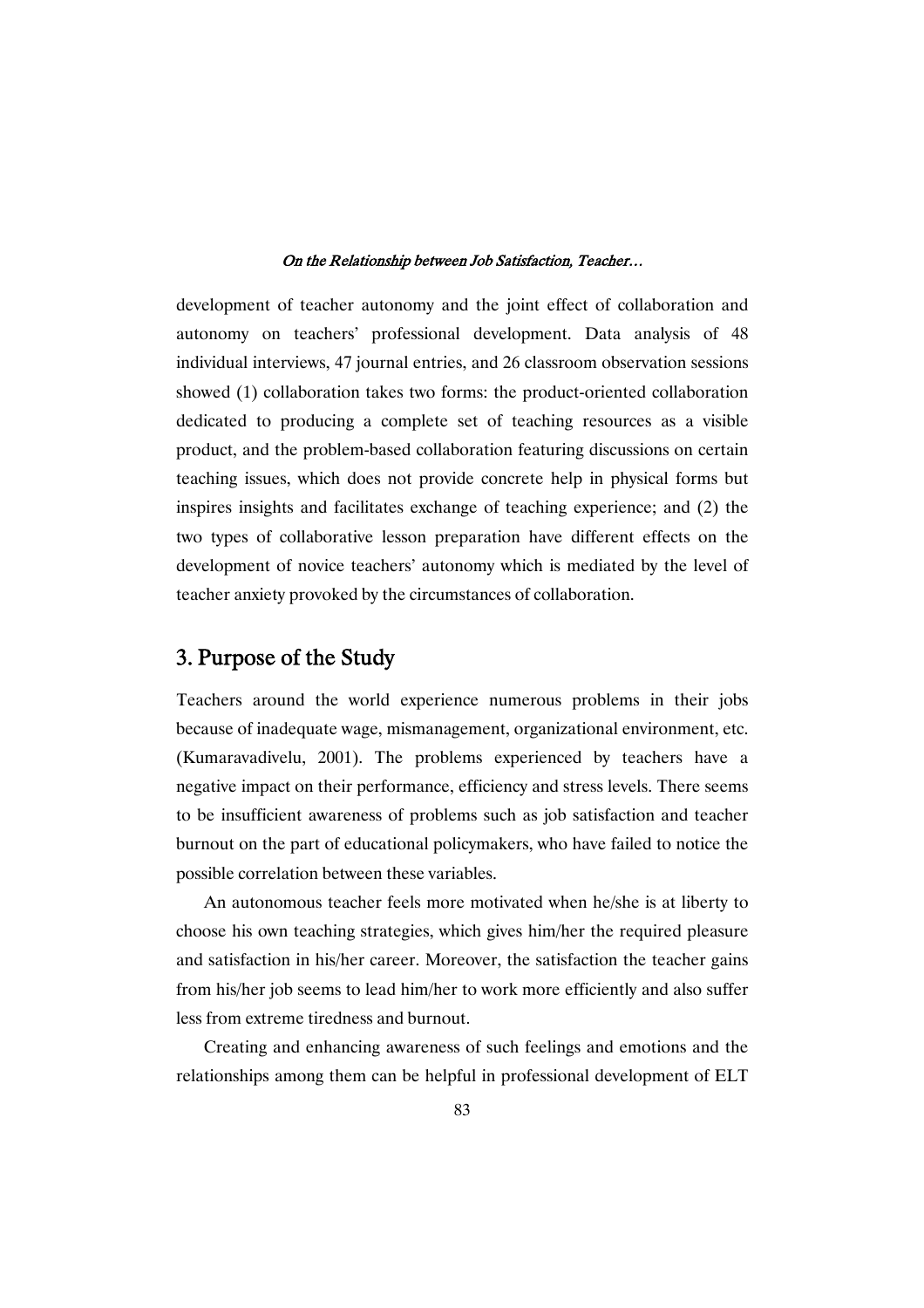development of teacher autonomy and the joint effect of collaboration and autonomy on teachers' professional development. Data analysis of 48 individual interviews, 47 journal entries, and 26 classroom observation sessions showed (1) collaboration takes two forms: the product-oriented collaboration dedicated to producing a complete set of teaching resources as a visible product, and the problem-based collaboration featuring discussions on certain teaching issues, which does not provide concrete help in physical forms but inspires insights and facilitates exchange of teaching experience; and (2) the two types of collaborative lesson preparation have different effects on the development of novice teachers' autonomy which is mediated by the level of teacher anxiety provoked by the circumstances of collaboration.

## 3. Purpose of the Study

Teachers around the world experience numerous problems in their jobs because of inadequate wage, mismanagement, organizational environment, etc. (Kumaravadivelu, 2001). The problems experienced by teachers have a negative impact on their performance, efficiency and stress levels. There seems to be insufficient awareness of problems such as job satisfaction and teacher burnout on the part of educational policymakers, who have failed to notice the possible correlation between these variables.

An autonomous teacher feels more motivated when he/she is at liberty to choose his own teaching strategies, which gives him/her the required pleasure and satisfaction in his/her career. Moreover, the satisfaction the teacher gains from his/her job seems to lead him/her to work more efficiently and also suffer less from extreme tiredness and burnout.

Creating and enhancing awareness of such feelings and emotions and the relationships among them can be helpful in professional development of ELT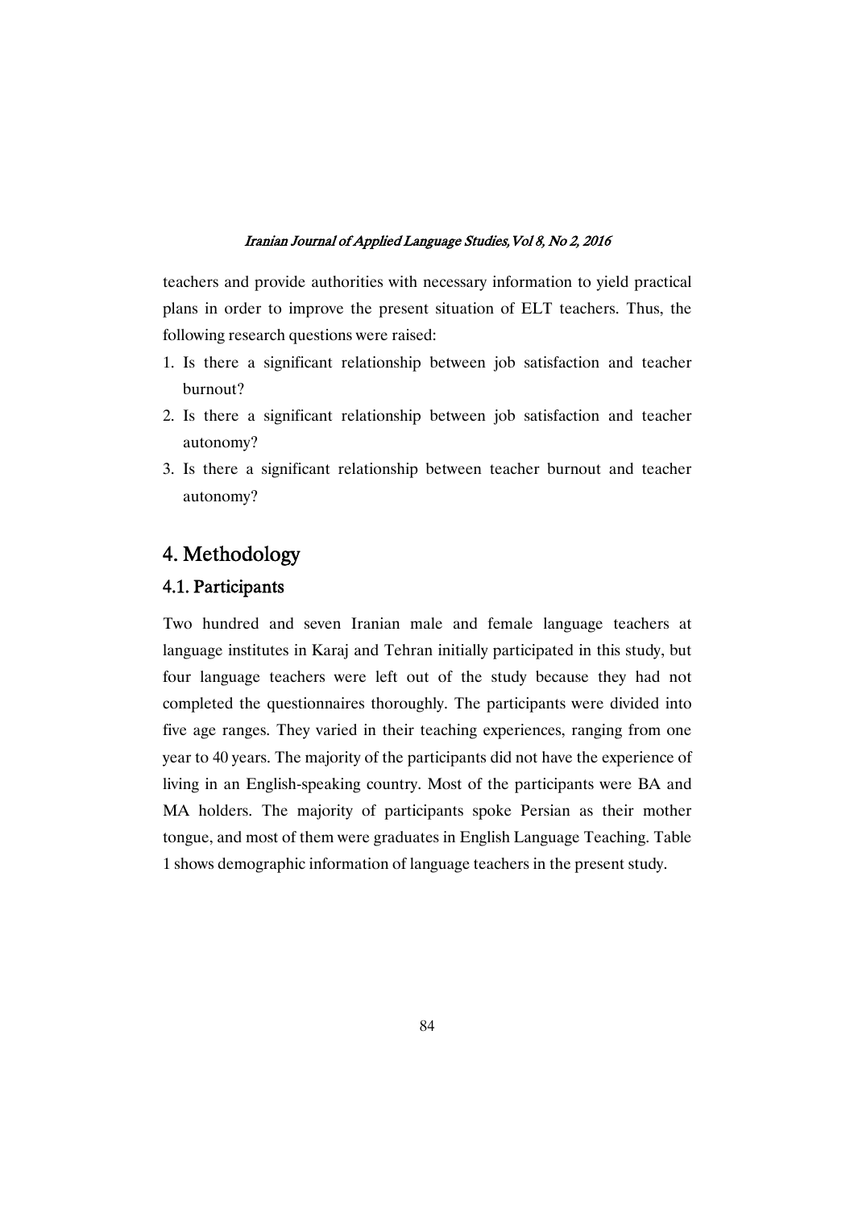teachers and provide authorities with necessary information to yield practical plans in order to improve the present situation of ELT teachers. Thus, the following research questions were raised:

1. Is there a significant relationship between job satisfaction and teacher burnout?
2. Is there a significant relationship between job satisfaction and teacher autonomy?
3. Is there a significant relationship between teacher burnout and teacher autonomy?

# 4. Methodology

## 4.1. Participants

Two hundred and seven Iranian male and female language teachers at language institutes in Karaj and Tehran initially participated in this study, but four language teachers were left out of the study because they had not completed the questionnaires thoroughly. The participants were divided into five age ranges. They varied in their teaching experiences, ranging from one year to 40 years. The majority of the participants did not have the experience of living in an English-speaking country. Most of the participants were BA and MA holders. The majority of participants spoke Persian as their mother tongue, and most of them were graduates in English Language Teaching. Table 1 shows demographic information of language teachers in the present study.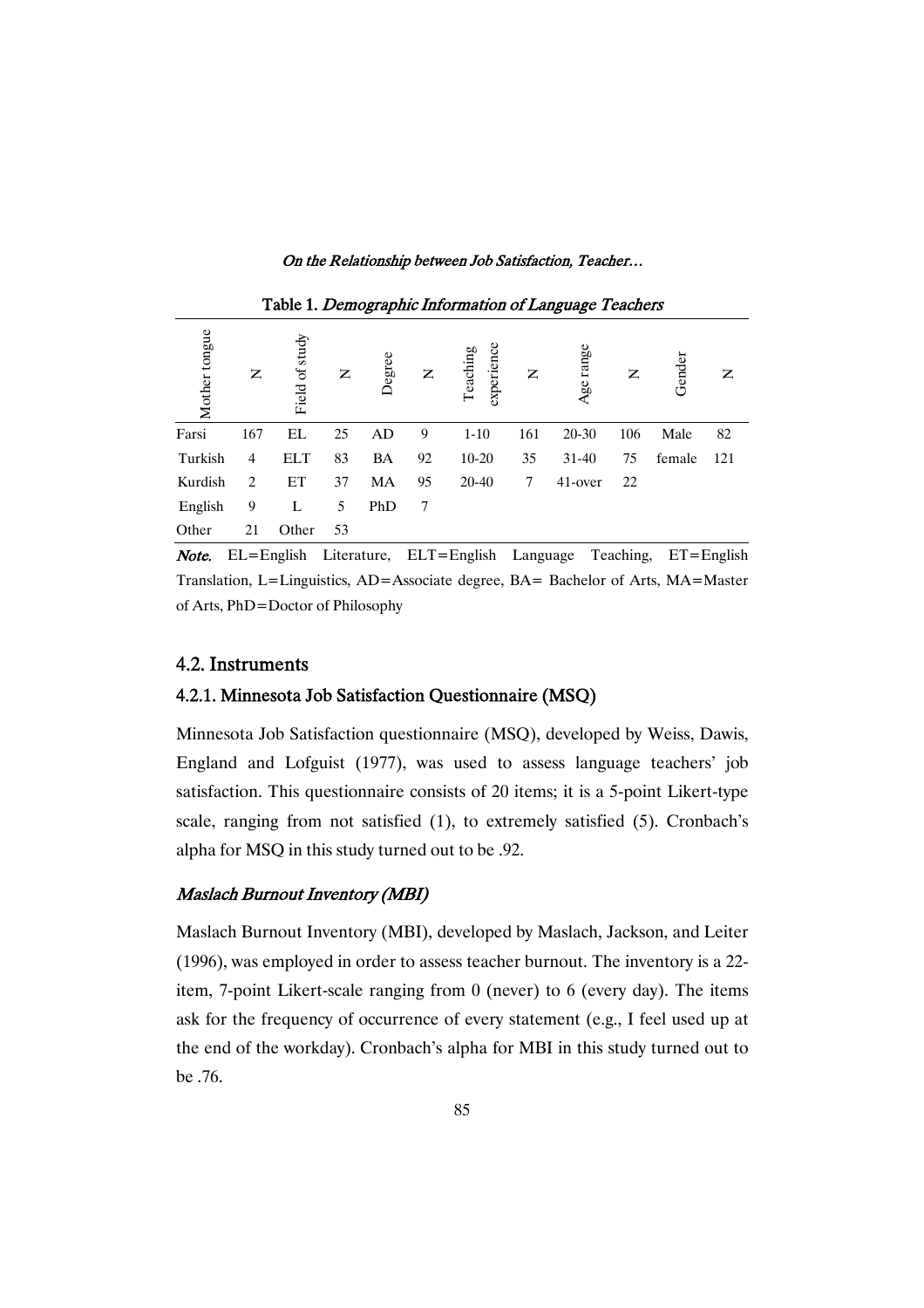Table 1. *Demographic Information of Language Teachers*

| Mother tongue | N | Field of study | N | Degree | N | Teaching experience | N | Age range | N | Gender | N |
|---|---|---|---|---|---|---|---|---|---|---|---|
| Farsi | 167 | EL | 25 | AD | 9 | 1-10 | 161 | 20-30 | 106 | Male | 82 |
| Turkish | 4 | ELT | 83 | BA | 92 | 10-20 | 35 | 31-40 | 75 | female | 121 |
| Kurdish | 2 | ET | 37 | MA | 95 | 20-40 | 7 | 41-over | 22 | | |
| English | 9 | L | 5 | PhD | 7 | | | | | | |
| Other | 21 | Other | 53 | | | | | | | | |

*Note.* EL=English Literature, ELT=English Language Teaching, ET=English Translation, L=Linguistics, AD=Associate degree, BA= Bachelor of Arts, MA=Master of Arts, PhD=Doctor of Philosophy

## 4.2. Instruments

### 4.2.1. Minnesota Job Satisfaction Questionnaire (MSQ)

Minnesota Job Satisfaction questionnaire (MSQ), developed by Weiss, Dawis, England and Lofguist (1977), was used to assess language teachers' job satisfaction. This questionnaire consists of 20 items; it is a 5-point Likert-type scale, ranging from not satisfied (1), to extremely satisfied (5). Cronbach's alpha for MSQ in this study turned out to be .92.

#### *Maslach Burnout Inventory (MBI)*

Maslach Burnout Inventory (MBI), developed by Maslach, Jackson, and Leiter (1996), was employed in order to assess teacher burnout. The inventory is a 22-item, 7-point Likert-scale ranging from 0 (never) to 6 (every day). The items ask for the frequency of occurrence of every statement (e.g., I feel used up at the end of the workday). Cronbach's alpha for MBI in this study turned out to be .76.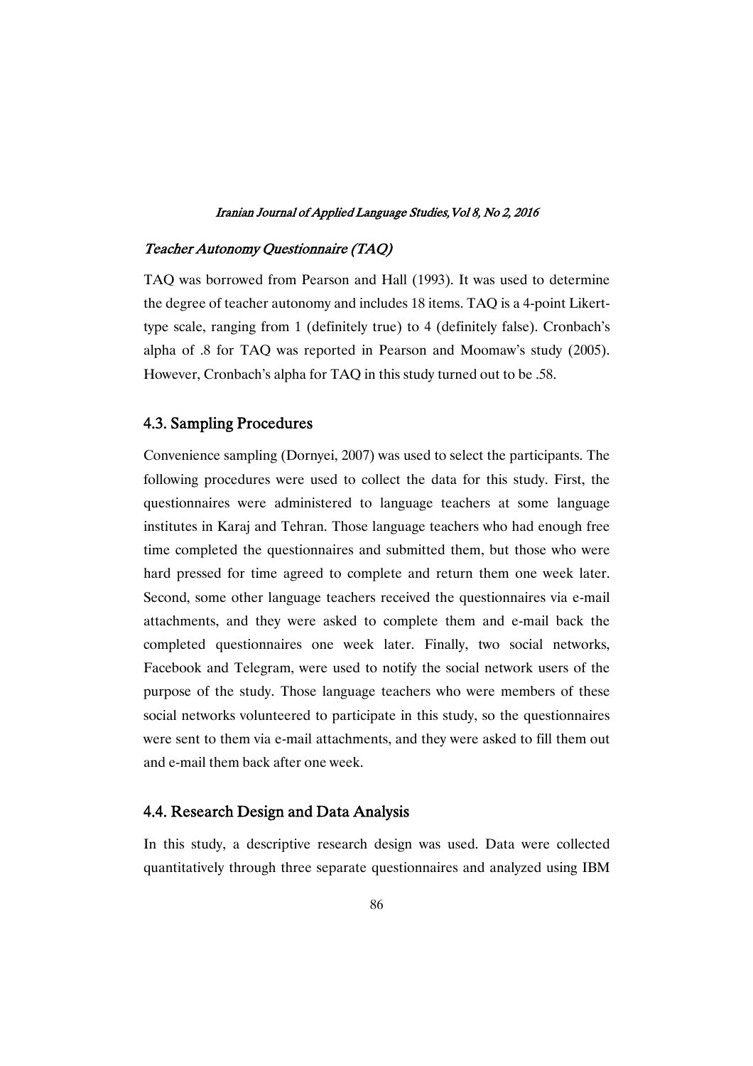*Teacher Autonomy Questionnaire (TAQ)*

TAQ was borrowed from Pearson and Hall (1993). It was used to determine the degree of teacher autonomy and includes 18 items. TAQ is a 4-point Likert-type scale, ranging from 1 (definitely true) to 4 (definitely false). Cronbach's alpha of .8 for TAQ was reported in Pearson and Moomaw's study (2005). However, Cronbach's alpha for TAQ in this study turned out to be .58.

## 4.3. Sampling Procedures

Convenience sampling (Dornyei, 2007) was used to select the participants. The following procedures were used to collect the data for this study. First, the questionnaires were administered to language teachers at some language institutes in Karaj and Tehran. Those language teachers who had enough free time completed the questionnaires and submitted them, but those who were hard pressed for time agreed to complete and return them one week later. Second, some other language teachers received the questionnaires via e-mail attachments, and they were asked to complete them and e-mail back the completed questionnaires one week later. Finally, two social networks, Facebook and Telegram, were used to notify the social network users of the purpose of the study. Those language teachers who were members of these social networks volunteered to participate in this study, so the questionnaires were sent to them via e-mail attachments, and they were asked to fill them out and e-mail them back after one week.

## 4.4. Research Design and Data Analysis

In this study, a descriptive research design was used. Data were collected quantitatively through three separate questionnaires and analyzed using IBM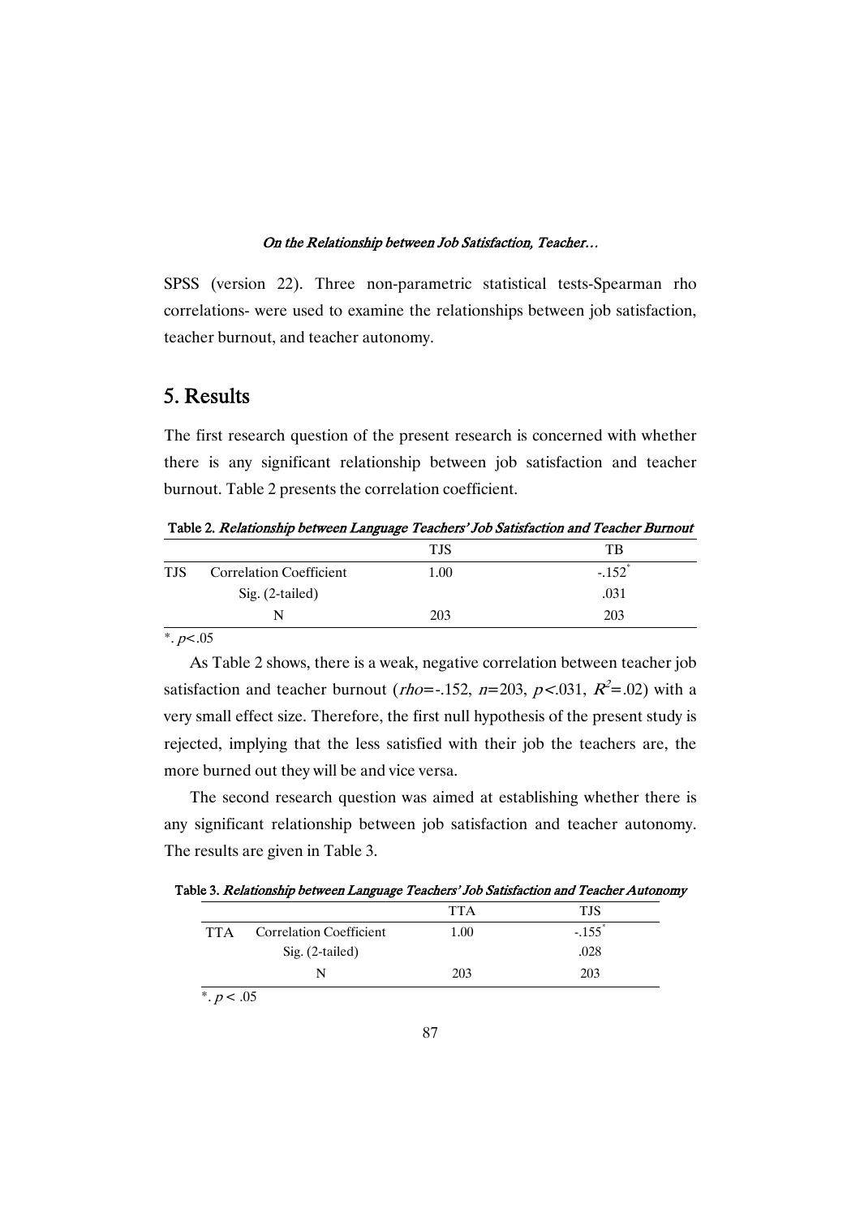SPSS (version 22). Three non-parametric statistical tests-Spearman rho correlations- were used to examine the relationships between job satisfaction, teacher burnout, and teacher autonomy.

## 5. Results

The first research question of the present research is concerned with whether there is any significant relationship between job satisfaction and teacher burnout. Table 2 presents the correlation coefficient.

**Table 2.** ***Relationship between Language Teachers' Job Satisfaction and Teacher Burnout***

| | | TJS | TB |
|---|---|---|---|
| TJS | Correlation Coefficient | 1.00 | -.152* |
| | Sig. (2-tailed) | | .031 |
| | N | 203 | 203 |

*. $p < .05$

As Table 2 shows, there is a weak, negative correlation between teacher job satisfaction and teacher burnout (*rho*=-.152, $n$=203, $p < .031$, $R^2$=.02) with a very small effect size. Therefore, the first null hypothesis of the present study is rejected, implying that the less satisfied with their job the teachers are, the more burned out they will be and vice versa.

The second research question was aimed at establishing whether there is any significant relationship between job satisfaction and teacher autonomy. The results are given in Table 3.

**Table 3.** ***Relationship between Language Teachers' Job Satisfaction and Teacher Autonomy***

| | | TTA | TJS |
|---|---|---|---|
| TTA | Correlation Coefficient | 1.00 | -.155* |
| | Sig. (2-tailed) | | .028 |
| | N | 203 | 203 |

*. $p < .05$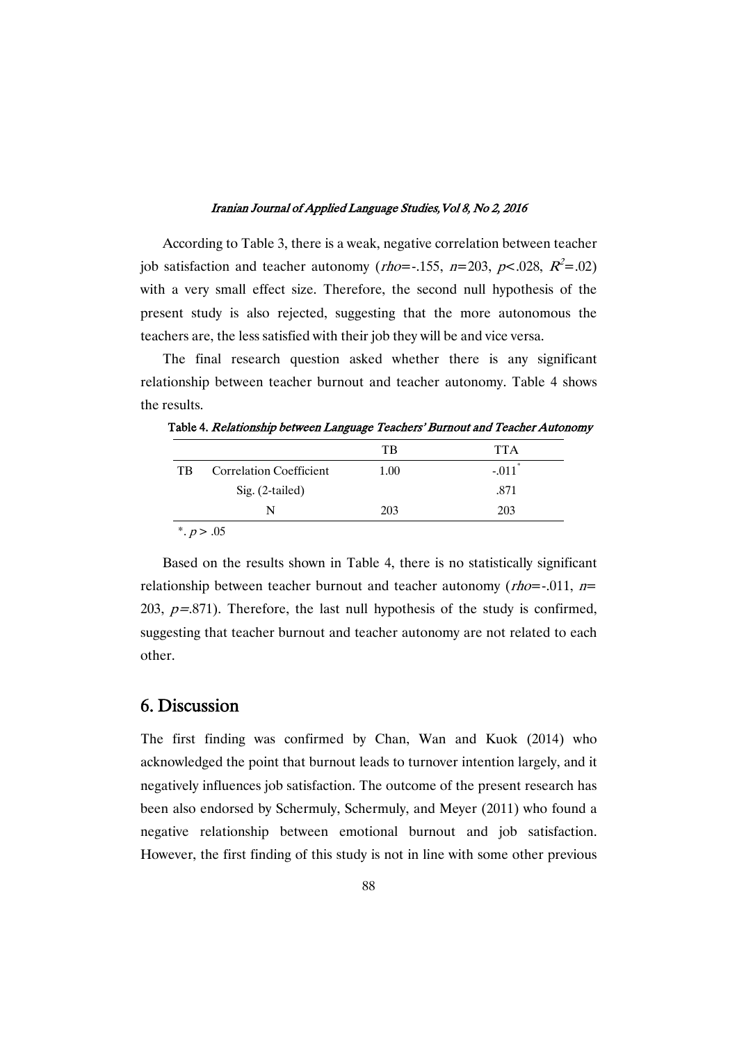According to Table 3, there is a weak, negative correlation between teacher job satisfaction and teacher autonomy (*rho*=-.155, *n*=203, $p<.028$, $R^2=.02$) with a very small effect size. Therefore, the second null hypothesis of the present study is also rejected, suggesting that the more autonomous the teachers are, the less satisfied with their job they will be and vice versa.

The final research question asked whether there is any significant relationship between teacher burnout and teacher autonomy. Table 4 shows the results.

Table 4. *Relationship between Language Teachers' Burnout and Teacher Autonomy*

| | | TB | TTA |
|---|---|---|---|
| TB | Correlation Coefficient | 1.00 | -.011* |
| | Sig. (2-tailed) | | .871 |
| | N | 203 | 203 |

*. $p > .05$

Based on the results shown in Table 4, there is no statistically significant relationship between teacher burnout and teacher autonomy (*rho*=-.011, *n*= 203, *p*=.871). Therefore, the last null hypothesis of the study is confirmed, suggesting that teacher burnout and teacher autonomy are not related to each other.

## 6. Discussion

The first finding was confirmed by Chan, Wan and Kuok (2014) who acknowledged the point that burnout leads to turnover intention largely, and it negatively influences job satisfaction. The outcome of the present research has been also endorsed by Schermuly, Schermuly, and Meyer (2011) who found a negative relationship between emotional burnout and job satisfaction. However, the first finding of this study is not in line with some other previous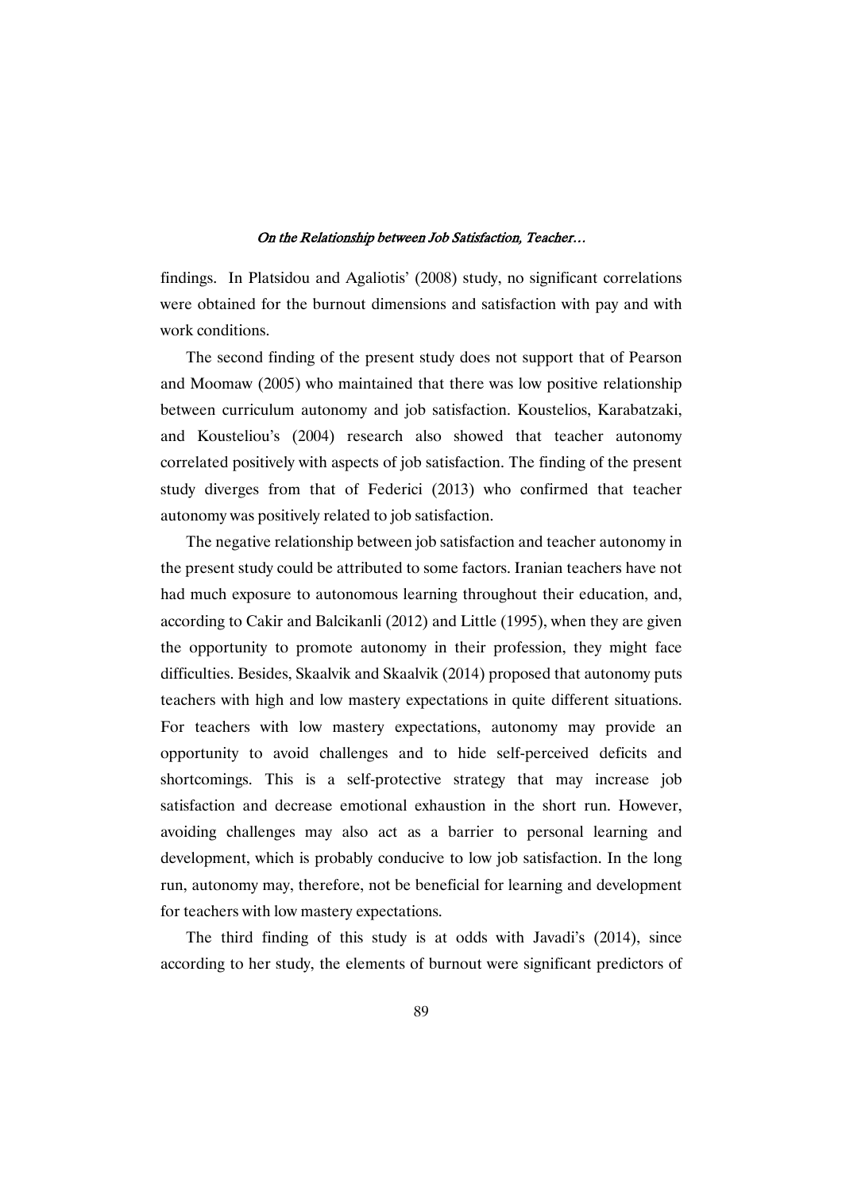findings. In Platsidou and Agaliotis' (2008) study, no significant correlations were obtained for the burnout dimensions and satisfaction with pay and with work conditions.

The second finding of the present study does not support that of Pearson and Moomaw (2005) who maintained that there was low positive relationship between curriculum autonomy and job satisfaction. Koustelios, Karabatzaki, and Kousteliou's (2004) research also showed that teacher autonomy correlated positively with aspects of job satisfaction. The finding of the present study diverges from that of Federici (2013) who confirmed that teacher autonomy was positively related to job satisfaction.

The negative relationship between job satisfaction and teacher autonomy in the present study could be attributed to some factors. Iranian teachers have not had much exposure to autonomous learning throughout their education, and, according to Cakir and Balcikanli (2012) and Little (1995), when they are given the opportunity to promote autonomy in their profession, they might face difficulties. Besides, Skaalvik and Skaalvik (2014) proposed that autonomy puts teachers with high and low mastery expectations in quite different situations. For teachers with low mastery expectations, autonomy may provide an opportunity to avoid challenges and to hide self-perceived deficits and shortcomings. This is a self-protective strategy that may increase job satisfaction and decrease emotional exhaustion in the short run. However, avoiding challenges may also act as a barrier to personal learning and development, which is probably conducive to low job satisfaction. In the long run, autonomy may, therefore, not be beneficial for learning and development for teachers with low mastery expectations.

The third finding of this study is at odds with Javadi's (2014), since according to her study, the elements of burnout were significant predictors of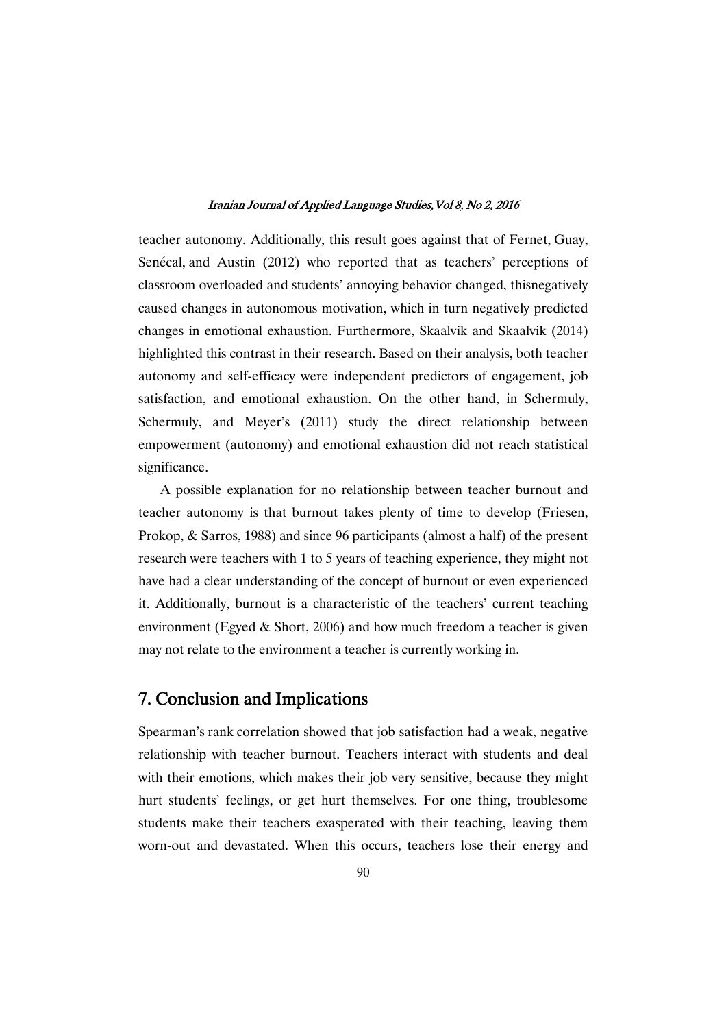teacher autonomy. Additionally, this result goes against that of Fernet, Guay, Senécal, and Austin (2012) who reported that as teachers' perceptions of classroom overloaded and students' annoying behavior changed, thisnegatively caused changes in autonomous motivation, which in turn negatively predicted changes in emotional exhaustion. Furthermore, Skaalvik and Skaalvik (2014) highlighted this contrast in their research. Based on their analysis, both teacher autonomy and self-efficacy were independent predictors of engagement, job satisfaction, and emotional exhaustion. On the other hand, in Schermuly, Schermuly, and Meyer's (2011) study the direct relationship between empowerment (autonomy) and emotional exhaustion did not reach statistical significance.

A possible explanation for no relationship between teacher burnout and teacher autonomy is that burnout takes plenty of time to develop (Friesen, Prokop, & Sarros, 1988) and since 96 participants (almost a half) of the present research were teachers with 1 to 5 years of teaching experience, they might not have had a clear understanding of the concept of burnout or even experienced it. Additionally, burnout is a characteristic of the teachers' current teaching environment (Egyed & Short, 2006) and how much freedom a teacher is given may not relate to the environment a teacher is currently working in.

## 7. Conclusion and Implications

Spearman's rank correlation showed that job satisfaction had a weak, negative relationship with teacher burnout. Teachers interact with students and deal with their emotions, which makes their job very sensitive, because they might hurt students' feelings, or get hurt themselves. For one thing, troublesome students make their teachers exasperated with their teaching, leaving them worn-out and devastated. When this occurs, teachers lose their energy and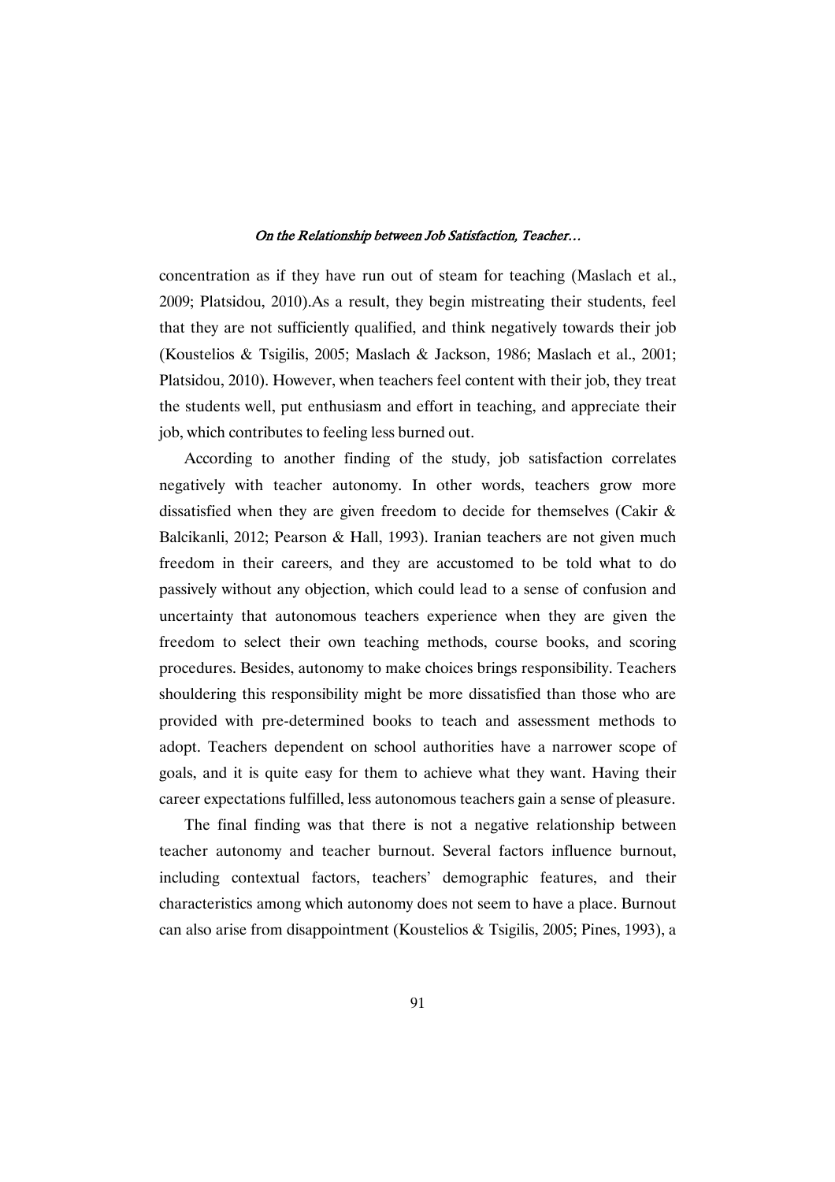concentration as if they have run out of steam for teaching (Maslach et al., 2009; Platsidou, 2010).As a result, they begin mistreating their students, feel that they are not sufficiently qualified, and think negatively towards their job (Koustelios & Tsigilis, 2005; Maslach & Jackson, 1986; Maslach et al., 2001; Platsidou, 2010). However, when teachers feel content with their job, they treat the students well, put enthusiasm and effort in teaching, and appreciate their job, which contributes to feeling less burned out.

According to another finding of the study, job satisfaction correlates negatively with teacher autonomy. In other words, teachers grow more dissatisfied when they are given freedom to decide for themselves (Cakir & Balcikanli, 2012; Pearson & Hall, 1993). Iranian teachers are not given much freedom in their careers, and they are accustomed to be told what to do passively without any objection, which could lead to a sense of confusion and uncertainty that autonomous teachers experience when they are given the freedom to select their own teaching methods, course books, and scoring procedures. Besides, autonomy to make choices brings responsibility. Teachers shouldering this responsibility might be more dissatisfied than those who are provided with pre-determined books to teach and assessment methods to adopt. Teachers dependent on school authorities have a narrower scope of goals, and it is quite easy for them to achieve what they want. Having their career expectations fulfilled, less autonomous teachers gain a sense of pleasure.

The final finding was that there is not a negative relationship between teacher autonomy and teacher burnout. Several factors influence burnout, including contextual factors, teachers' demographic features, and their characteristics among which autonomy does not seem to have a place. Burnout can also arise from disappointment (Koustelios & Tsigilis, 2005; Pines, 1993), a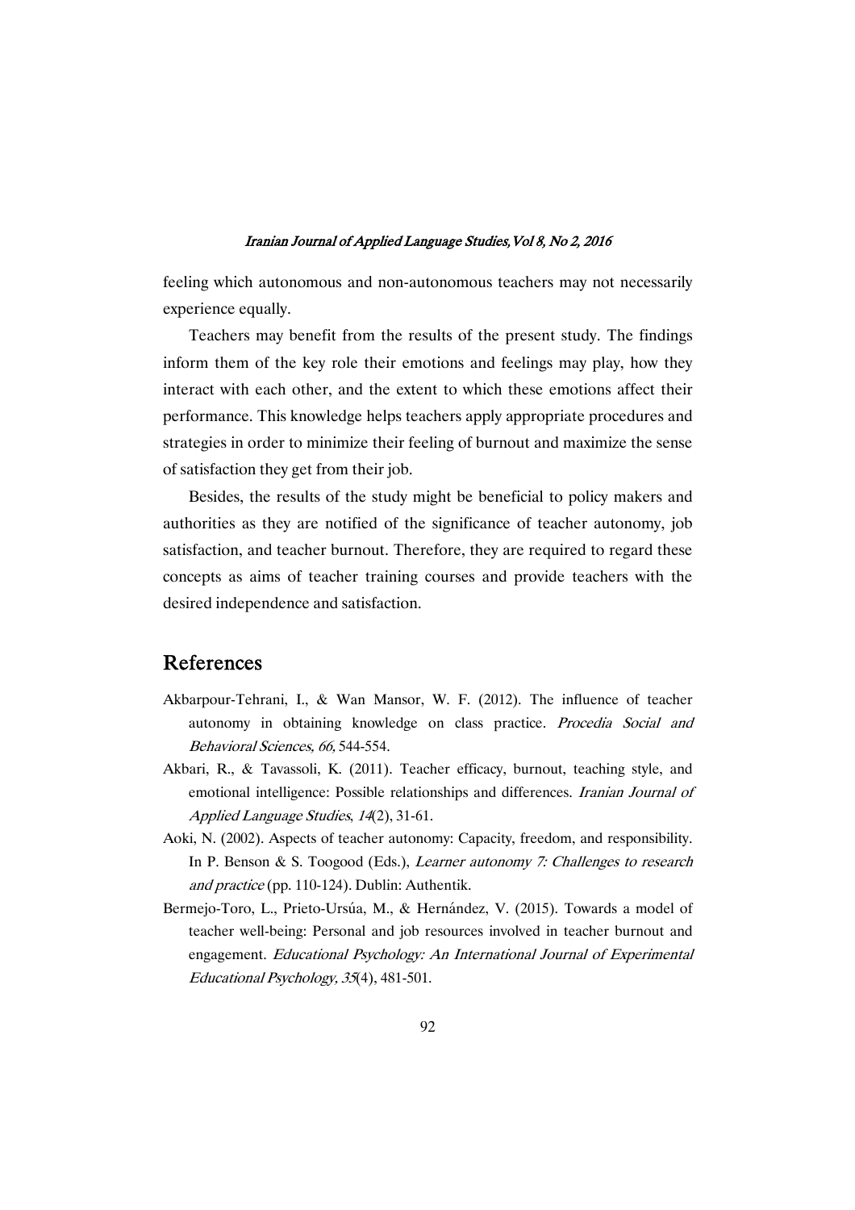feeling which autonomous and non-autonomous teachers may not necessarily experience equally.

Teachers may benefit from the results of the present study. The findings inform them of the key role their emotions and feelings may play, how they interact with each other, and the extent to which these emotions affect their performance. This knowledge helps teachers apply appropriate procedures and strategies in order to minimize their feeling of burnout and maximize the sense of satisfaction they get from their job.

Besides, the results of the study might be beneficial to policy makers and authorities as they are notified of the significance of teacher autonomy, job satisfaction, and teacher burnout. Therefore, they are required to regard these concepts as aims of teacher training courses and provide teachers with the desired independence and satisfaction.

## References

Akbarpour-Tehrani, I., & Wan Mansor, W. F. (2012). The influence of teacher autonomy in obtaining knowledge on class practice. *Procedia Social and Behavioral Sciences, 66,* 544-554.

Akbari, R., & Tavassoli, K. (2011). Teacher efficacy, burnout, teaching style, and emotional intelligence: Possible relationships and differences. *Iranian Journal of Applied Language Studies*, *14*(2), 31-61.

Aoki, N. (2002). Aspects of teacher autonomy: Capacity, freedom, and responsibility. In P. Benson & S. Toogood (Eds.), *Learner autonomy 7: Challenges to research and practice* (pp. 110-124). Dublin: Authentik.

Bermejo-Toro, L., Prieto-Ursúa, M., & Hernández, V. (2015). Towards a model of teacher well-being: Personal and job resources involved in teacher burnout and engagement. *Educational Psychology: An International Journal of Experimental Educational Psychology, 35*(4), 481-501.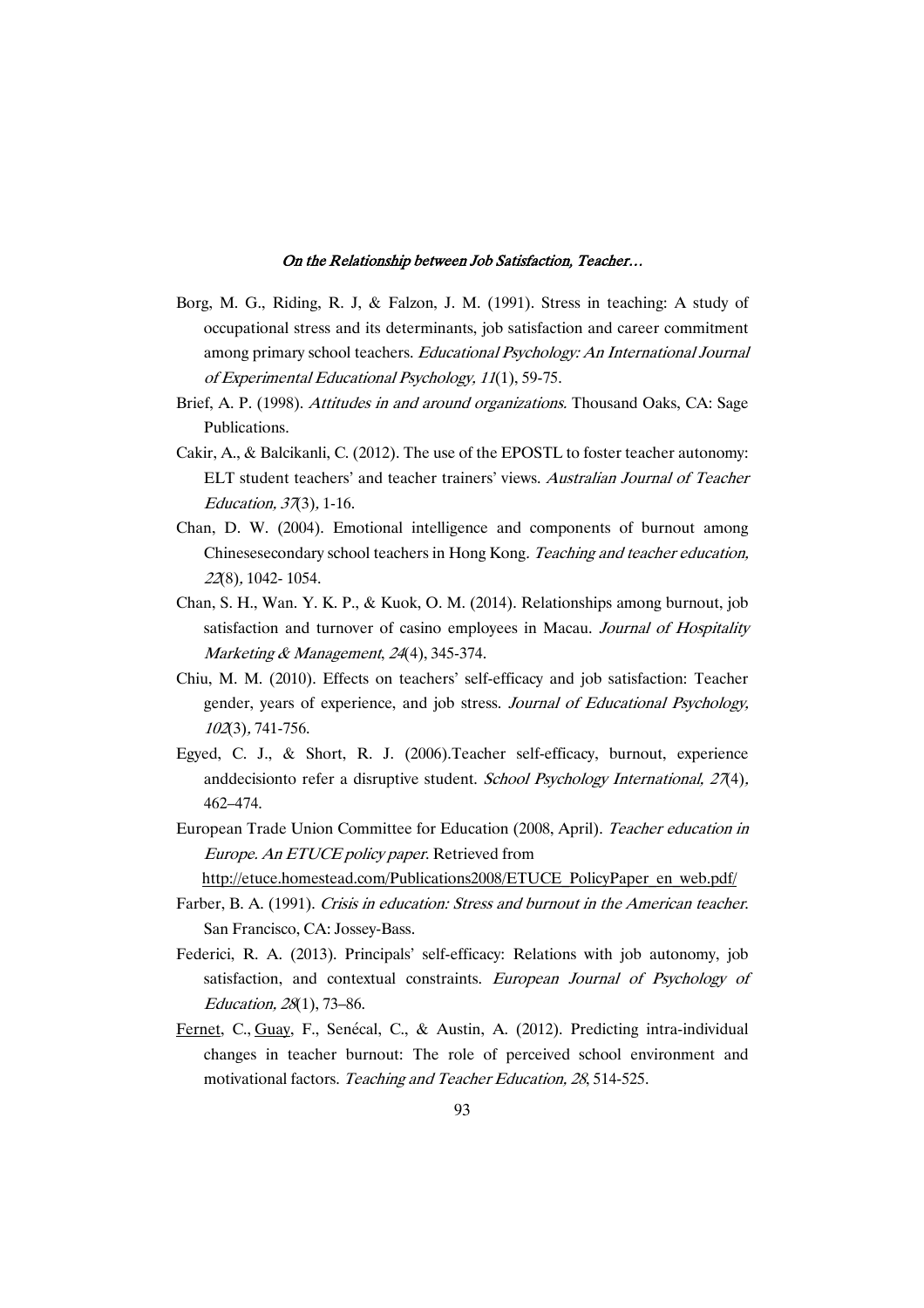Borg, M. G., Riding, R. J, & Falzon, J. M. (1991). Stress in teaching: A study of occupational stress and its determinants, job satisfaction and career commitment among primary school teachers. *Educational Psychology: An International Journal of Experimental Educational Psychology, 11*(1), 59-75.

Brief, A. P. (1998). *Attitudes in and around organizations.* Thousand Oaks, CA: Sage Publications.

Cakir, A., & Balcikanli, C. (2012). The use of the EPOSTL to foster teacher autonomy: ELT student teachers' and teacher trainers' views. *Australian Journal of Teacher Education, 37*(3), 1-16.

Chan, D. W. (2004). Emotional intelligence and components of burnout among Chinesesecondary school teachers in Hong Kong. *Teaching and teacher education, 22*(8), 1042- 1054.

Chan, S. H., Wan. Y. K. P., & Kuok, O. M. (2014). Relationships among burnout, job satisfaction and turnover of casino employees in Macau. *Journal of Hospitality Marketing & Management*, *24*(4), 345-374.

Chiu, M. M. (2010). Effects on teachers' self-efficacy and job satisfaction: Teacher gender, years of experience, and job stress. *Journal of Educational Psychology, 102*(3), 741-756.

Egyed, C. J., & Short, R. J. (2006).Teacher self-efficacy, burnout, experience anddecisionto refer a disruptive student. *School Psychology International, 27*(4), 462–474.

European Trade Union Committee for Education (2008, April). *Teacher education in Europe. An ETUCE policy paper.* Retrieved from http://etuce.homestead.com/Publications2008/ETUCE_PolicyPaper_en_web.pdf/

Farber, B. A. (1991). *Crisis in education: Stress and burnout in the American teacher.* San Francisco, CA: Jossey-Bass.

Federici, R. A. (2013). Principals' self-efficacy: Relations with job autonomy, job satisfaction, and contextual constraints. *European Journal of Psychology of Education, 28*(1), 73–86.

Fernet, C., Guay, F., Senécal, C., & Austin, A. (2012). Predicting intra-individual changes in teacher burnout: The role of perceived school environment and motivational factors. *Teaching and Teacher Education, 28*, 514-525.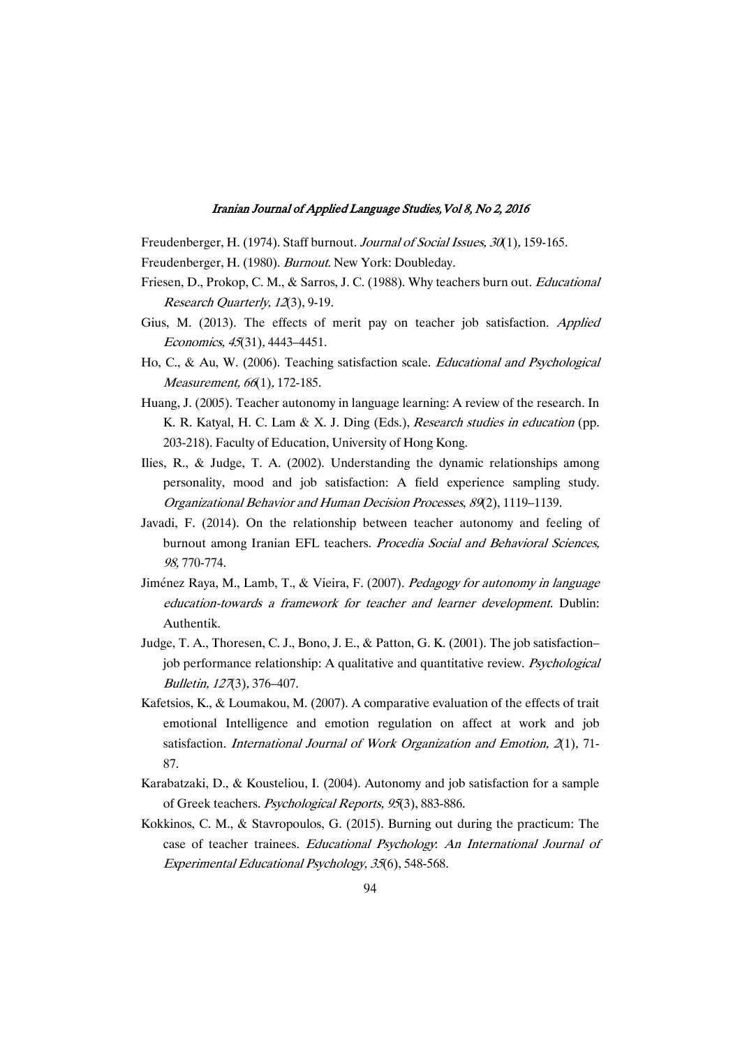Freudenberger, H. (1974). Staff burnout. *Journal of Social Issues, 30*(1), 159-165.

Freudenberger, H. (1980). *Burnout*. New York: Doubleday.

Friesen, D., Prokop, C. M., & Sarros, J. C. (1988). Why teachers burn out. *Educational Research Quarterly, 12*(3), 9-19.

Gius, M. (2013). The effects of merit pay on teacher job satisfaction. *Applied Economics, 45*(31), 4443–4451.

Ho, C., & Au, W. (2006). Teaching satisfaction scale. *Educational and Psychological Measurement, 66*(1), 172-185.

Huang, J. (2005). Teacher autonomy in language learning: A review of the research. In K. R. Katyal, H. C. Lam & X. J. Ding (Eds.), *Research studies in education* (pp. 203-218). Faculty of Education, University of Hong Kong.

Ilies, R., & Judge, T. A. (2002). Understanding the dynamic relationships among personality, mood and job satisfaction: A field experience sampling study. *Organizational Behavior and Human Decision Processes*, *89*(2), 1119–1139.

Javadi, F. (2014). On the relationship between teacher autonomy and feeling of burnout among Iranian EFL teachers. *Procedia Social and Behavioral Sciences, 98*, 770-774.

Jiménez Raya, M., Lamb, T., & Vieira, F. (2007). *Pedagogy for autonomy in language education-towards a framework for teacher and learner development*. Dublin: Authentik.

Judge, T. A., Thoresen, C. J., Bono, J. E., & Patton, G. K. (2001). The job satisfaction–job performance relationship: A qualitative and quantitative review. *Psychological Bulletin, 127*(3), 376–407.

Kafetsios, K., & Loumakou, M. (2007). A comparative evaluation of the effects of trait emotional Intelligence and emotion regulation on affect at work and job satisfaction. *International Journal of Work Organization and Emotion, 2*(1), 71-87.

Karabatzaki, D., & Kousteliou, I. (2004). Autonomy and job satisfaction for a sample of Greek teachers. *Psychological Reports, 95*(3), 883-886.

Kokkinos, C. M., & Stavropoulos, G. (2015). Burning out during the practicum: The case of teacher trainees. *Educational Psychology: An International Journal of Experimental Educational Psychology, 35*(6), 548-568.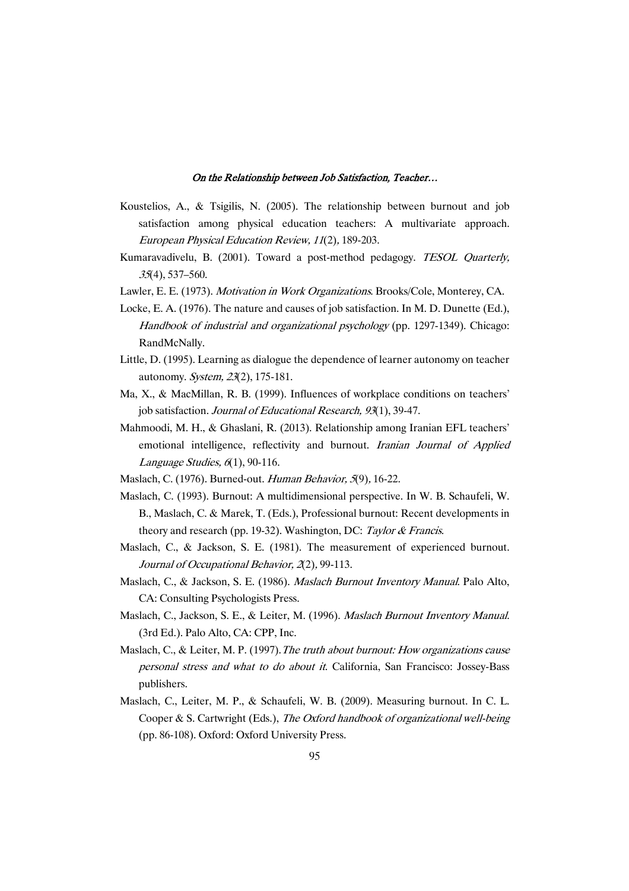Koustelios, A., & Tsigilis, N. (2005). The relationship between burnout and job satisfaction among physical education teachers: A multivariate approach. *European Physical Education Review, 11*(2), 189-203.

Kumaravadivelu, B. (2001). Toward a post-method pedagogy. *TESOL Quarterly, 35*(4), 537–560.

Lawler, E. E. (1973). *Motivation in Work Organizations*. Brooks/Cole, Monterey, CA.

Locke, E. A. (1976). The nature and causes of job satisfaction. In M. D. Dunette (Ed.), *Handbook of industrial and organizational psychology* (pp. 1297-1349). Chicago: RandMcNally.

Little, D. (1995). Learning as dialogue the dependence of learner autonomy on teacher autonomy. *System, 23*(2), 175-181.

Ma, X., & MacMillan, R. B. (1999). Influences of workplace conditions on teachers' job satisfaction. *Journal of Educational Research, 93*(1), 39-47.

Mahmoodi, M. H., & Ghaslani, R. (2013). Relationship among Iranian EFL teachers' emotional intelligence, reflectivity and burnout. *Iranian Journal of Applied Language Studies, 6*(1), 90-116.

Maslach, C. (1976). Burned-out. *Human Behavior, 5*(9), 16-22.

Maslach, C. (1993). Burnout: A multidimensional perspective. In W. B. Schaufeli, W. B., Maslach, C. & Marek, T. (Eds.), Professional burnout: Recent developments in theory and research (pp. 19-32). Washington, DC: *Taylor & Francis*.

Maslach, C., & Jackson, S. E. (1981). The measurement of experienced burnout. *Journal of Occupational Behavior, 2*(2), 99-113.

Maslach, C., & Jackson, S. E. (1986). *Maslach Burnout Inventory Manual*. Palo Alto, CA: Consulting Psychologists Press.

Maslach, C., Jackson, S. E., & Leiter, M. (1996). *Maslach Burnout Inventory Manual*. (3rd Ed.). Palo Alto, CA: CPP, Inc.

Maslach, C., & Leiter, M. P. (1997). *The truth about burnout: How organizations cause personal stress and what to do about it*. California, San Francisco: Jossey-Bass publishers.

Maslach, C., Leiter, M. P., & Schaufeli, W. B. (2009). Measuring burnout. In C. L. Cooper & S. Cartwright (Eds.), *The Oxford handbook of organizational well-being* (pp. 86-108). Oxford: Oxford University Press.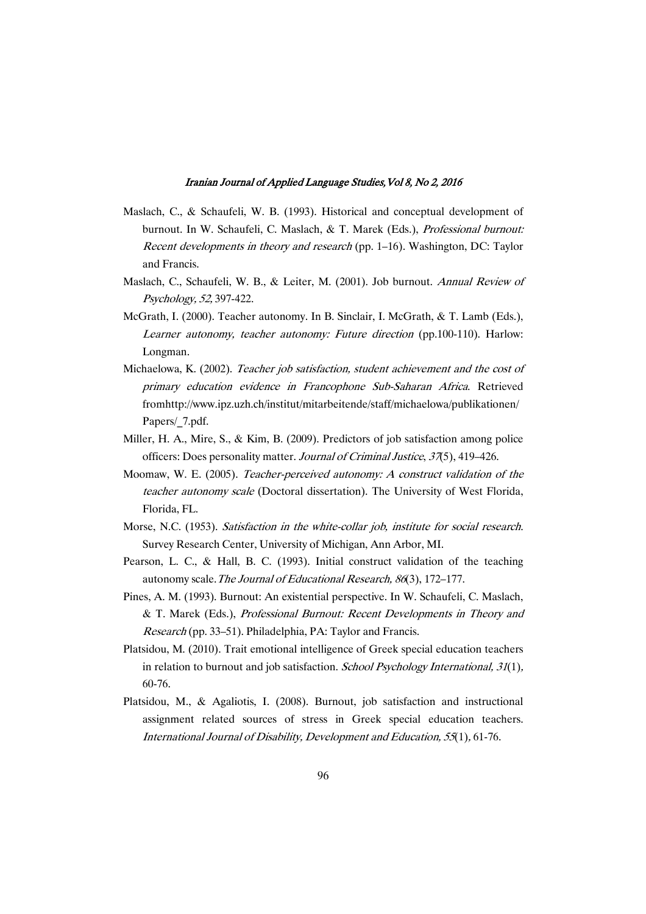Maslach, C., & Schaufeli, W. B. (1993). Historical and conceptual development of burnout. In W. Schaufeli, C. Maslach, & T. Marek (Eds.), *Professional burnout: Recent developments in theory and research* (pp. 1–16). Washington, DC: Taylor and Francis.

Maslach, C., Schaufeli, W. B., & Leiter, M. (2001). Job burnout. *Annual Review of Psychology, 52,* 397-422.

McGrath, I. (2000). Teacher autonomy. In B. Sinclair, I. McGrath, & T. Lamb (Eds.), *Learner autonomy, teacher autonomy: Future direction* (pp.100-110). Harlow: Longman.

Michaelowa, K. (2002). *Teacher job satisfaction, student achievement and the cost of primary education evidence in Francophone Sub-Saharan Africa*. Retrieved fromhttp://www.ipz.uzh.ch/institut/mitarbeitende/staff/michaelowa/publikationen/Papers/_7.pdf.

Miller, H. A., Mire, S., & Kim, B. (2009). Predictors of job satisfaction among police officers: Does personality matter. *Journal of Criminal Justice*, *37*(5), 419–426.

Moomaw, W. E. (2005). *Teacher-perceived autonomy: A construct validation of the teacher autonomy scale* (Doctoral dissertation). The University of West Florida, Florida, FL.

Morse, N.C. (1953). *Satisfaction in the white-collar job, institute for social research*. Survey Research Center, University of Michigan, Ann Arbor, MI.

Pearson, L. C., & Hall, B. C. (1993). Initial construct validation of the teaching autonomy scale.*The Journal of Educational Research, 86*(3), 172–177.

Pines, A. M. (1993). Burnout: An existential perspective. In W. Schaufeli, C. Maslach, & T. Marek (Eds.), *Professional Burnout: Recent Developments in Theory and Research* (pp. 33–51). Philadelphia, PA: Taylor and Francis.

Platsidou, M. (2010). Trait emotional intelligence of Greek special education teachers in relation to burnout and job satisfaction. *School Psychology International, 31*(1), 60-76.

Platsidou, M., & Agaliotis, I. (2008). Burnout, job satisfaction and instructional assignment related sources of stress in Greek special education teachers. *International Journal of Disability, Development and Education, 55*(1), 61-76.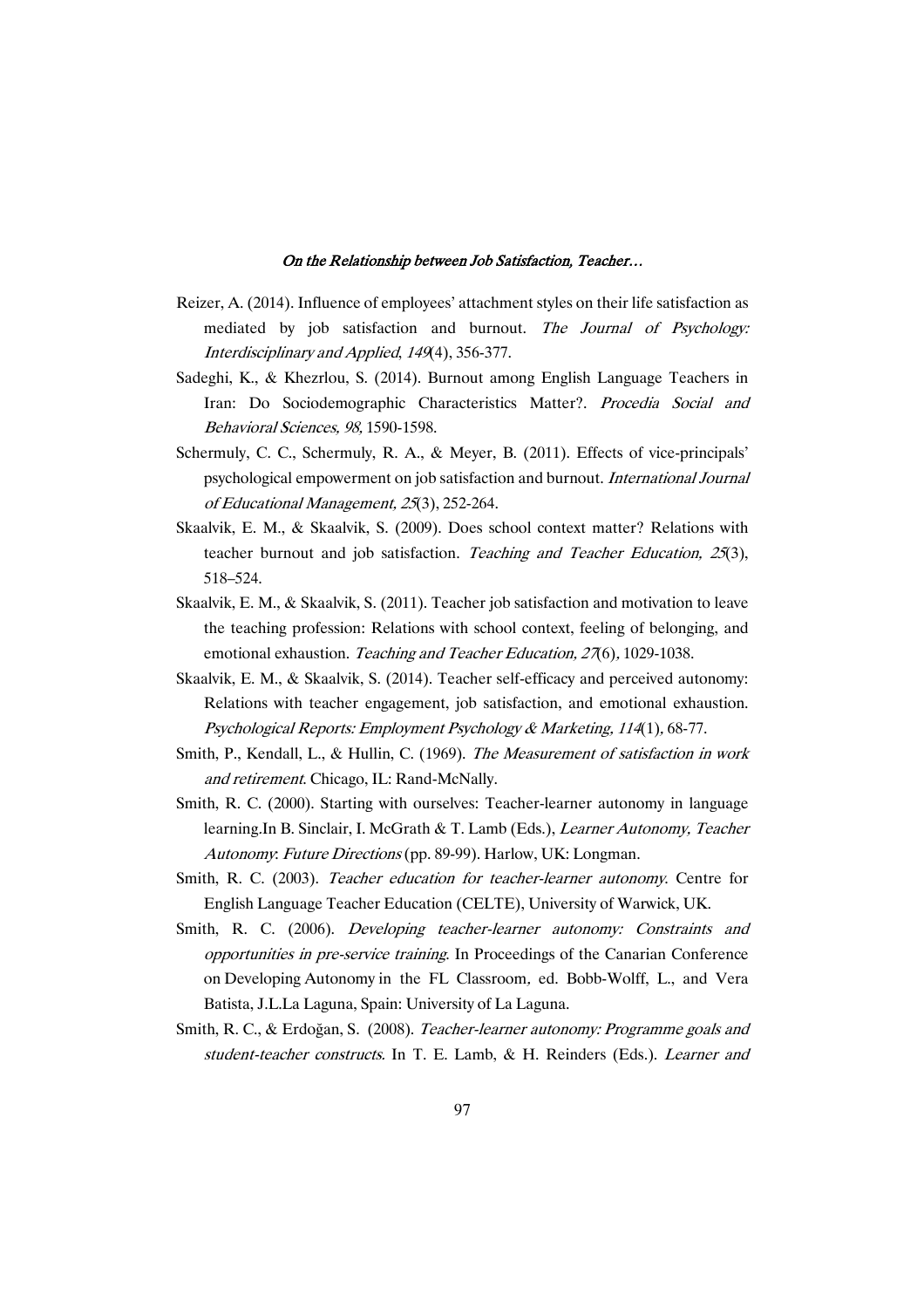Reizer, A. (2014). Influence of employees' attachment styles on their life satisfaction as mediated by job satisfaction and burnout. *The Journal of Psychology: Interdisciplinary and Applied*, *149*(4), 356-377.

Sadeghi, K., & Khezrlou, S. (2014). Burnout among English Language Teachers in Iran: Do Sociodemographic Characteristics Matter?. *Procedia Social and Behavioral Sciences, 98,* 1590-1598.

Schermuly, C. C., Schermuly, R. A., & Meyer, B. (2011). Effects of vice-principals' psychological empowerment on job satisfaction and burnout. *International Journal of Educational Management, 25*(3), 252-264.

Skaalvik, E. M., & Skaalvik, S. (2009). Does school context matter? Relations with teacher burnout and job satisfaction. *Teaching and Teacher Education, 25*(3), 518–524.

Skaalvik, E. M., & Skaalvik, S. (2011). Teacher job satisfaction and motivation to leave the teaching profession: Relations with school context, feeling of belonging, and emotional exhaustion. *Teaching and Teacher Education, 27*(6), 1029-1038.

Skaalvik, E. M., & Skaalvik, S. (2014). Teacher self-efficacy and perceived autonomy: Relations with teacher engagement, job satisfaction, and emotional exhaustion. *Psychological Reports: Employment Psychology & Marketing, 114*(1), 68-77.

Smith, P., Kendall, L., & Hullin, C. (1969). *The Measurement of satisfaction in work and retirement*. Chicago, IL: Rand-McNally.

Smith, R. C. (2000). Starting with ourselves: Teacher-learner autonomy in language learning.In B. Sinclair, I. McGrath & T. Lamb (Eds.), *Learner Autonomy, Teacher Autonomy*: *Future Directions* (pp. 89-99). Harlow, UK: Longman.

Smith, R. C. (2003). *Teacher education for teacher-learner autonomy*. Centre for English Language Teacher Education (CELTE), University of Warwick, UK.

Smith, R. C. (2006). *Developing teacher-learner autonomy: Constraints and opportunities in pre-service training*. In Proceedings of the Canarian Conference on Developing Autonomy in the FL Classroom, ed. Bobb-Wolff, L., and Vera Batista, J.L.La Laguna, Spain: University of La Laguna.

Smith, R. C., & Erdoğan, S. (2008). *Teacher-learner autonomy: Programme goals and student-teacher constructs*. In T. E. Lamb, & H. Reinders (Eds.). *Learner and*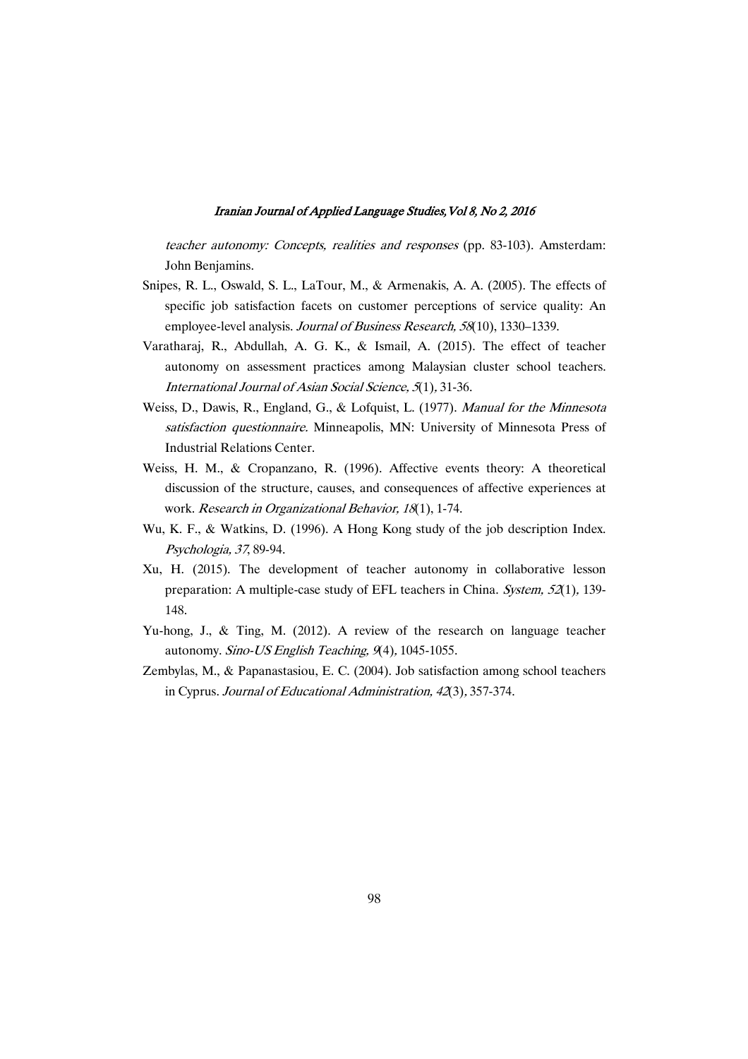*teacher autonomy: Concepts, realities and responses* (pp. 83-103). Amsterdam: John Benjamins.

Snipes, R. L., Oswald, S. L., LaTour, M., & Armenakis, A. A. (2005). The effects of specific job satisfaction facets on customer perceptions of service quality: An employee-level analysis. *Journal of Business Research, 58*(10), 1330–1339.

Varatharaj, R., Abdullah, A. G. K., & Ismail, A. (2015). The effect of teacher autonomy on assessment practices among Malaysian cluster school teachers. *International Journal of Asian Social Science, 5*(1), 31-36.

Weiss, D., Dawis, R., England, G., & Lofquist, L. (1977). *Manual for the Minnesota satisfaction questionnaire*. Minneapolis, MN: University of Minnesota Press of Industrial Relations Center.

Weiss, H. M., & Cropanzano, R. (1996). Affective events theory: A theoretical discussion of the structure, causes, and consequences of affective experiences at work. *Research in Organizational Behavior, 18*(1), 1-74.

Wu, K. F., & Watkins, D. (1996). A Hong Kong study of the job description Index. *Psychologia, 37*, 89-94.

Xu, H. (2015). The development of teacher autonomy in collaborative lesson preparation: A multiple-case study of EFL teachers in China. *System, 52*(1), 139-148.

Yu-hong, J., & Ting, M. (2012). A review of the research on language teacher autonomy. *Sino-US English Teaching, 9*(4), 1045-1055.

Zembylas, M., & Papanastasiou, E. C. (2004). Job satisfaction among school teachers in Cyprus. *Journal of Educational Administration, 42*(3), 357-374.